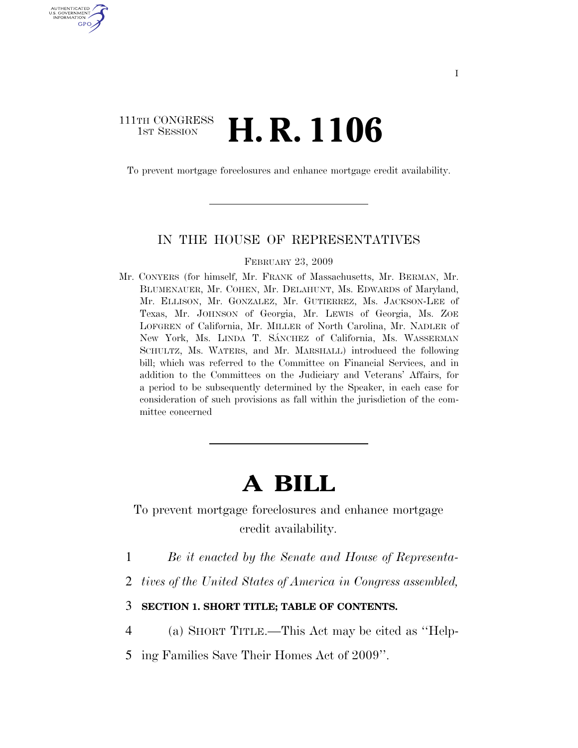111TH CONGRESS
1ST SESSION

# H. R. 1106

To prevent mortgage foreclosures and enhance mortgage credit availability.

IN THE HOUSE OF REPRESENTATIVES

FEBRUARY 23, 2009

Mr. CONYERS (for himself, Mr. FRANK of Massachusetts, Mr. BERMAN, Mr. BLUMENAUER, Mr. COHEN, Mr. DELAHUNT, Ms. EDWARDS of Maryland, Mr. ELLISON, Mr. GONZALEZ, Mr. GUTIERREZ, Ms. JACKSON-LEE of Texas, Mr. JOHNSON of Georgia, Mr. LEWIS of Georgia, Ms. ZOE LOFGREN of California, Mr. MILLER of North Carolina, Mr. NADLER of New York, Ms. LINDA T. SÁNCHEZ of California, Ms. WASSERMAN SCHULTZ, Ms. WATERS, and Mr. MARSHALL) introduced the following bill; which was referred to the Committee on Financial Services, and in addition to the Committees on the Judiciary and Veterans' Affairs, for a period to be subsequently determined by the Speaker, in each case for consideration of such provisions as fall within the jurisdiction of the committee concerned

# A BILL

To prevent mortgage foreclosures and enhance mortgage credit availability.

1 *Be it enacted by the Senate and House of Representa-*
2 *tives of the United States of America in Congress assembled,*

3 **SECTION 1. SHORT TITLE; TABLE OF CONTENTS.**

4 (a) SHORT TITLE.—This Act may be cited as ''Help-
5 ing Families Save Their Homes Act of 2009''.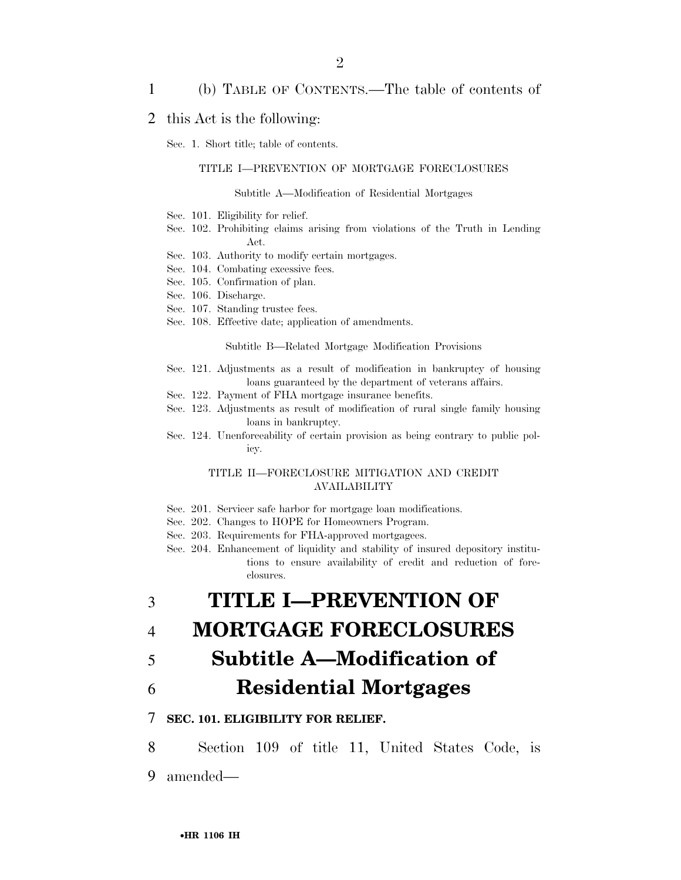(b) TABLE OF CONTENTS.—The table of contents of this Act is the following:

Sec. 1. Short title; table of contents.

TITLE I—PREVENTION OF MORTGAGE FORECLOSURES

Subtitle A—Modification of Residential Mortgages

Sec. 101. Eligibility for relief.
Sec. 102. Prohibiting claims arising from violations of the Truth in Lending Act.
Sec. 103. Authority to modify certain mortgages.
Sec. 104. Combating excessive fees.
Sec. 105. Confirmation of plan.
Sec. 106. Discharge.
Sec. 107. Standing trustee fees.
Sec. 108. Effective date; application of amendments.

Subtitle B—Related Mortgage Modification Provisions

Sec. 121. Adjustments as a result of modification in bankruptcy of housing loans guaranteed by the department of veterans affairs.
Sec. 122. Payment of FHA mortgage insurance benefits.
Sec. 123. Adjustments as result of modification of rural single family housing loans in bankruptcy.
Sec. 124. Unenforceability of certain provision as being contrary to public policy.

TITLE II—FORECLOSURE MITIGATION AND CREDIT AVAILABILITY

Sec. 201. Servicer safe harbor for mortgage loan modifications.
Sec. 202. Changes to HOPE for Homeowners Program.
Sec. 203. Requirements for FHA-approved mortgagees.
Sec. 204. Enhancement of liquidity and stability of insured depository institutions to ensure availability of credit and reduction of foreclosures.

# TITLE I—PREVENTION OF MORTGAGE FORECLOSURES

## Subtitle A—Modification of Residential Mortgages

### SEC. 101. ELIGIBILITY FOR RELIEF.

Section 109 of title 11, United States Code, is amended—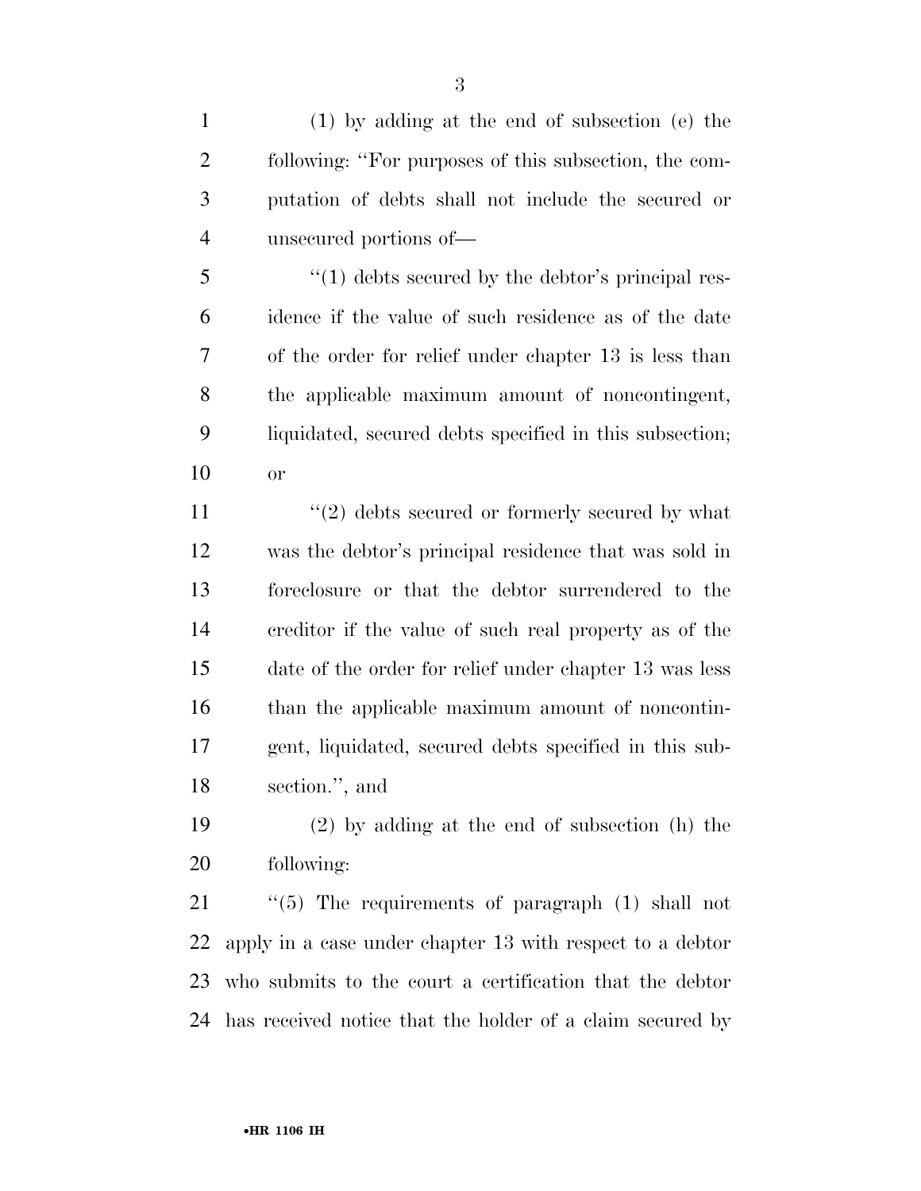(1) by adding at the end of subsection (e) the following: ''For purposes of this subsection, the computation of debts shall not include the secured or unsecured portions of—

''(1) debts secured by the debtor's principal residence if the value of such residence as of the date of the order for relief under chapter 13 is less than the applicable maximum amount of noncontingent, liquidated, secured debts specified in this subsection; or

''(2) debts secured or formerly secured by what was the debtor's principal residence that was sold in foreclosure or that the debtor surrendered to the creditor if the value of such real property as of the date of the order for relief under chapter 13 was less than the applicable maximum amount of noncontingent, liquidated, secured debts specified in this subsection.'', and

(2) by adding at the end of subsection (h) the following:

''(5) The requirements of paragraph (1) shall not apply in a case under chapter 13 with respect to a debtor who submits to the court a certification that the debtor has received notice that the holder of a claim secured by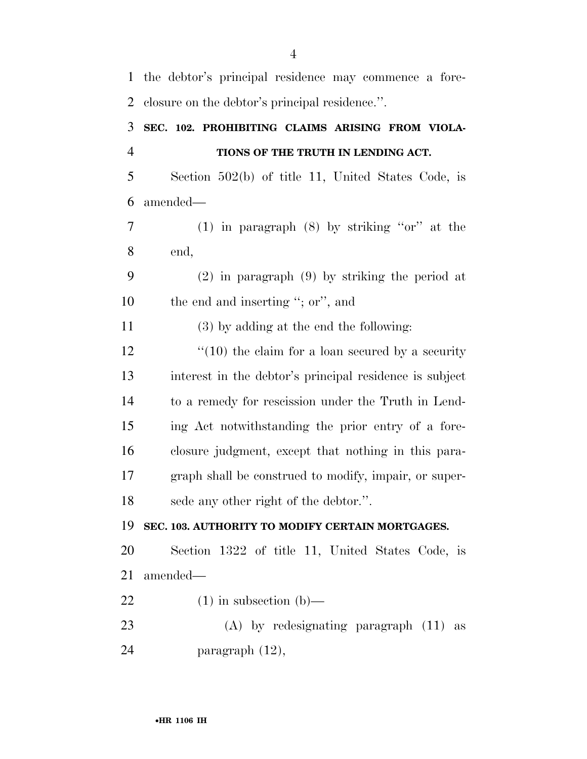the debtor's principal residence may commence a foreclosure on the debtor's principal residence.''.

**SEC. 102. PROHIBITING CLAIMS ARISING FROM VIOLATIONS OF THE TRUTH IN LENDING ACT.**

Section 502(b) of title 11, United States Code, is amended—

(1) in paragraph (8) by striking ''or'' at the end,

(2) in paragraph (9) by striking the period at the end and inserting ''; or'', and

(3) by adding at the end the following:

''(10) the claim for a loan secured by a security interest in the debtor's principal residence is subject to a remedy for rescission under the Truth in Lending Act notwithstanding the prior entry of a foreclosure judgment, except that nothing in this paragraph shall be construed to modify, impair, or supersede any other right of the debtor.''.

**SEC. 103. AUTHORITY TO MODIFY CERTAIN MORTGAGES.**

Section 1322 of title 11, United States Code, is amended—

(1) in subsection (b)—

(A) by redesignating paragraph (11) as paragraph (12),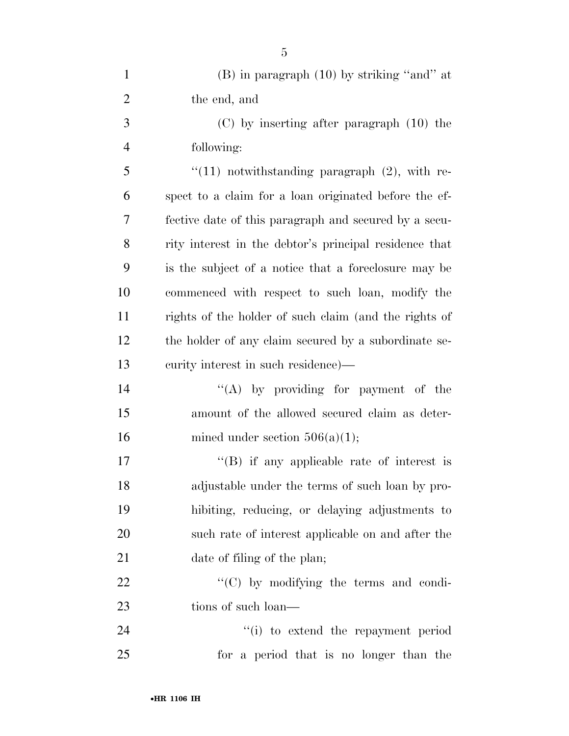(B) in paragraph (10) by striking ''and'' at the end, and

(C) by inserting after paragraph (10) the following:

''(11) notwithstanding paragraph (2), with respect to a claim for a loan originated before the effective date of this paragraph and secured by a security interest in the debtor's principal residence that is the subject of a notice that a foreclosure may be commenced with respect to such loan, modify the rights of the holder of such claim (and the rights of the holder of any claim secured by a subordinate security interest in such residence)—

''(A) by providing for payment of the amount of the allowed secured claim as determined under section 506(a)(1);

''(B) if any applicable rate of interest is adjustable under the terms of such loan by prohibiting, reducing, or delaying adjustments to such rate of interest applicable on and after the date of filing of the plan;

''(C) by modifying the terms and conditions of such loan—

''(i) to extend the repayment period for a period that is no longer than the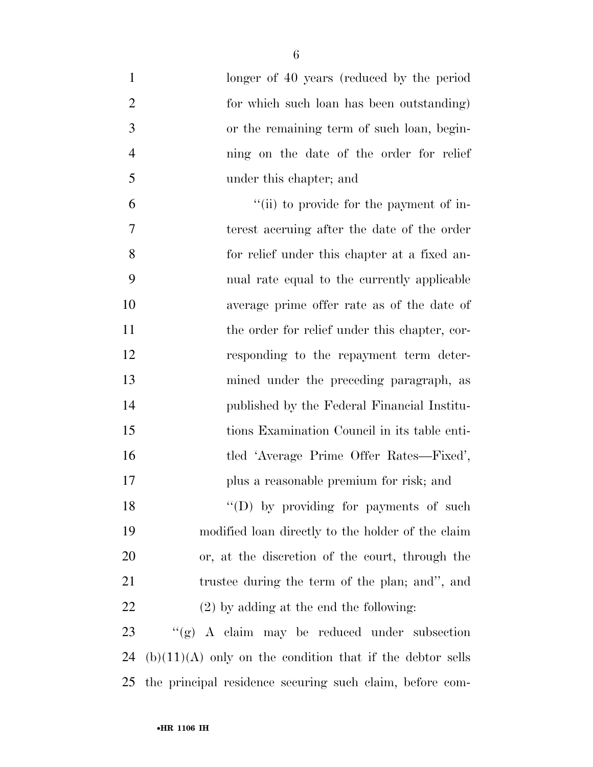longer of 40 years (reduced by the period for which such loan has been outstanding) or the remaining term of such loan, beginning on the date of the order for relief under this chapter; and

"(ii) to provide for the payment of interest accruing after the date of the order for relief under this chapter at a fixed annual rate equal to the currently applicable average prime offer rate as of the date of the order for relief under this chapter, corresponding to the repayment term determined under the preceding paragraph, as published by the Federal Financial Institutions Examination Council in its table entitled 'Average Prime Offer Rates—Fixed', plus a reasonable premium for risk; and

"(D) by providing for payments of such modified loan directly to the holder of the claim or, at the discretion of the court, through the trustee during the term of the plan; and", and

(2) by adding at the end the following:

"(g) A claim may be reduced under subsection (b)(11)(A) only on the condition that if the debtor sells the principal residence securing such claim, before com-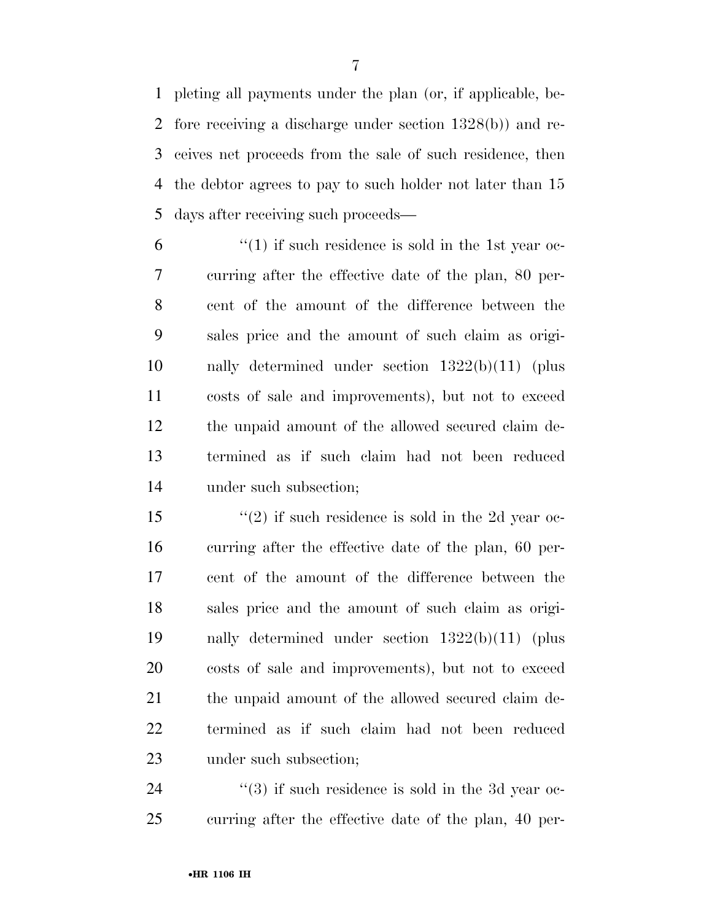pleting all payments under the plan (or, if applicable, before receiving a discharge under section 1328(b)) and receives net proceeds from the sale of such residence, then the debtor agrees to pay to such holder not later than 15 days after receiving such proceeds—

"(1) if such residence is sold in the 1st year occurring after the effective date of the plan, 80 percent of the amount of the difference between the sales price and the amount of such claim as originally determined under section 1322(b)(11) (plus costs of sale and improvements), but not to exceed the unpaid amount of the allowed secured claim determined as if such claim had not been reduced under such subsection;

"(2) if such residence is sold in the 2d year occurring after the effective date of the plan, 60 percent of the amount of the difference between the sales price and the amount of such claim as originally determined under section 1322(b)(11) (plus costs of sale and improvements), but not to exceed the unpaid amount of the allowed secured claim determined as if such claim had not been reduced under such subsection;

"(3) if such residence is sold in the 3d year occurring after the effective date of the plan, 40 per-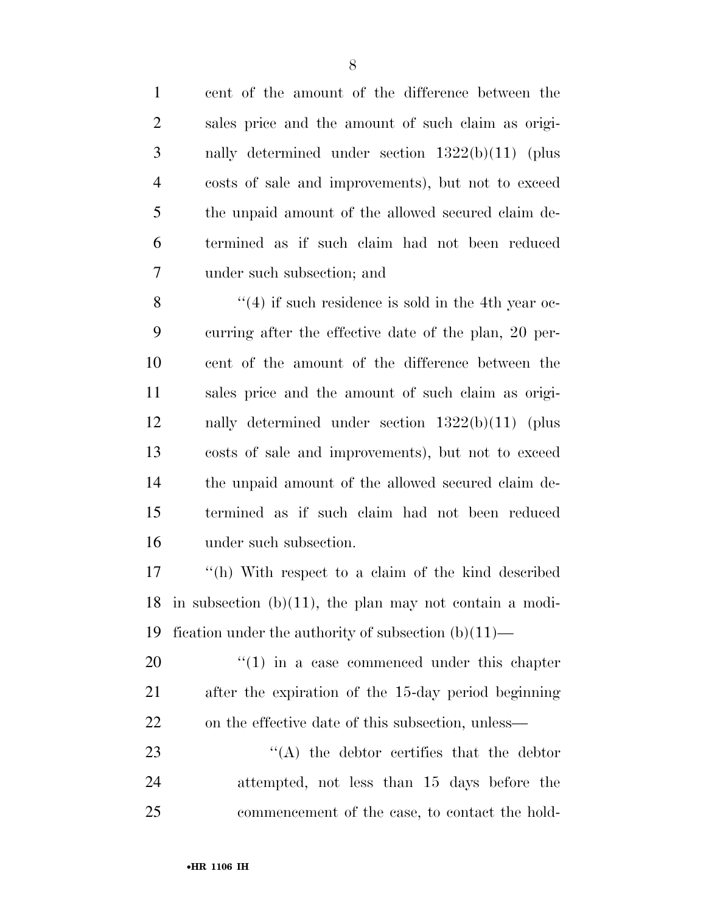cent of the amount of the difference between the sales price and the amount of such claim as originally determined under section 1322(b)(11) (plus costs of sale and improvements), but not to exceed the unpaid amount of the allowed secured claim determined as if such claim had not been reduced under such subsection; and

''(4) if such residence is sold in the 4th year occurring after the effective date of the plan, 20 percent of the amount of the difference between the sales price and the amount of such claim as originally determined under section 1322(b)(11) (plus costs of sale and improvements), but not to exceed the unpaid amount of the allowed secured claim determined as if such claim had not been reduced under such subsection.

''(h) With respect to a claim of the kind described in subsection (b)(11), the plan may not contain a modification under the authority of subsection (b)(11)—

''(1) in a case commenced under this chapter after the expiration of the 15-day period beginning on the effective date of this subsection, unless—

''(A) the debtor certifies that the debtor attempted, not less than 15 days before the commencement of the case, to contact the hold-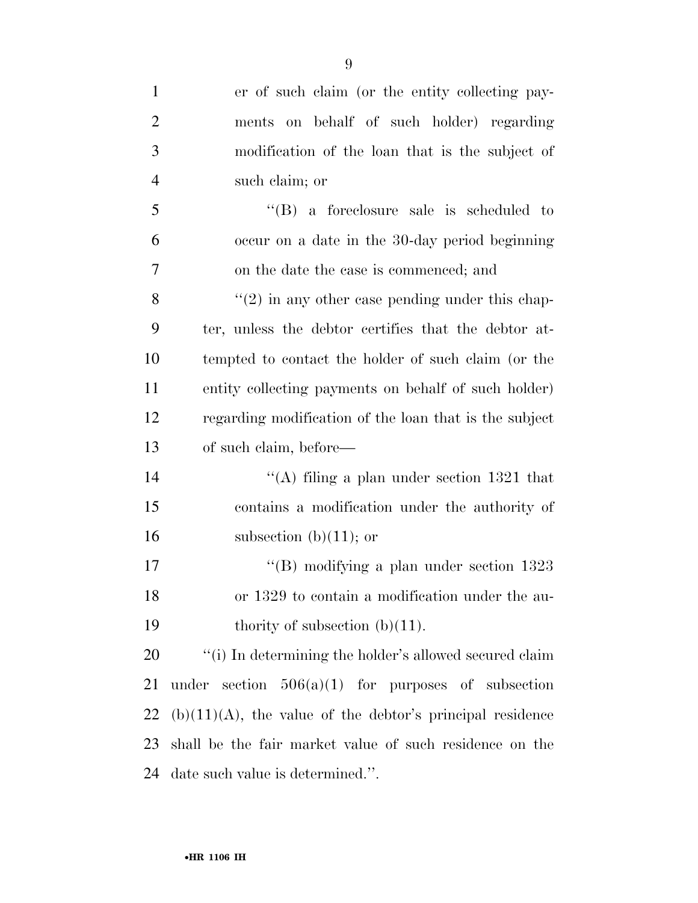er of such claim (or the entity collecting payments on behalf of such holder) regarding modification of the loan that is the subject of such claim; or

''(B) a foreclosure sale is scheduled to occur on a date in the 30-day period beginning on the date the case is commenced; and

''(2) in any other case pending under this chapter, unless the debtor certifies that the debtor attempted to contact the holder of such claim (or the entity collecting payments on behalf of such holder) regarding modification of the loan that is the subject of such claim, before—

''(A) filing a plan under section 1321 that contains a modification under the authority of subsection (b)(11); or

''(B) modifying a plan under section 1323 or 1329 to contain a modification under the authority of subsection (b)(11).

''(i) In determining the holder's allowed secured claim under section 506(a)(1) for purposes of subsection (b)(11)(A), the value of the debtor's principal residence shall be the fair market value of such residence on the date such value is determined.''.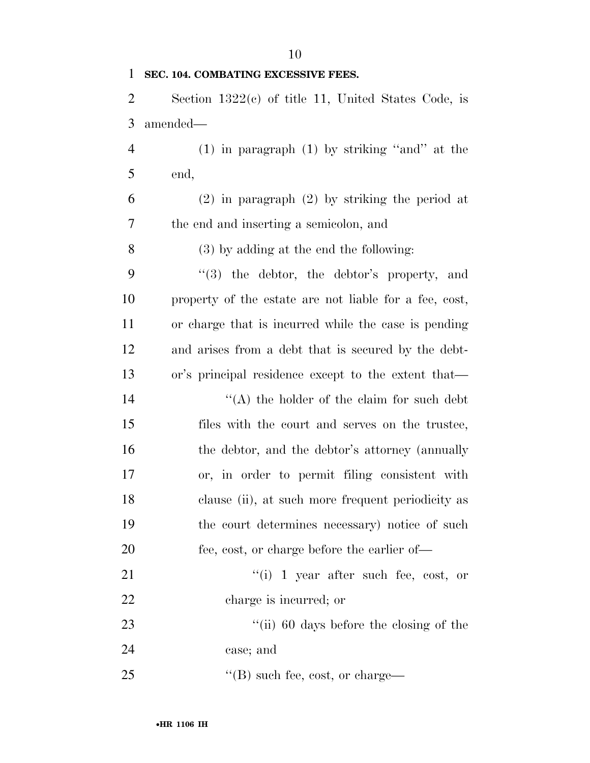**SEC. 104. COMBATING EXCESSIVE FEES.**

Section 1322(c) of title 11, United States Code, is amended—

(1) in paragraph (1) by striking ''and'' at the end,

(2) in paragraph (2) by striking the period at the end and inserting a semicolon, and

(3) by adding at the end the following:

''(3) the debtor, the debtor's property, and property of the estate are not liable for a fee, cost, or charge that is incurred while the case is pending and arises from a debt that is secured by the debtor's principal residence except to the extent that—

''(A) the holder of the claim for such debt files with the court and serves on the trustee, the debtor, and the debtor's attorney (annually or, in order to permit filing consistent with clause (ii), at such more frequent periodicity as the court determines necessary) notice of such fee, cost, or charge before the earlier of—

''(i) 1 year after such fee, cost, or charge is incurred; or

''(ii) 60 days before the closing of the case; and

''(B) such fee, cost, or charge—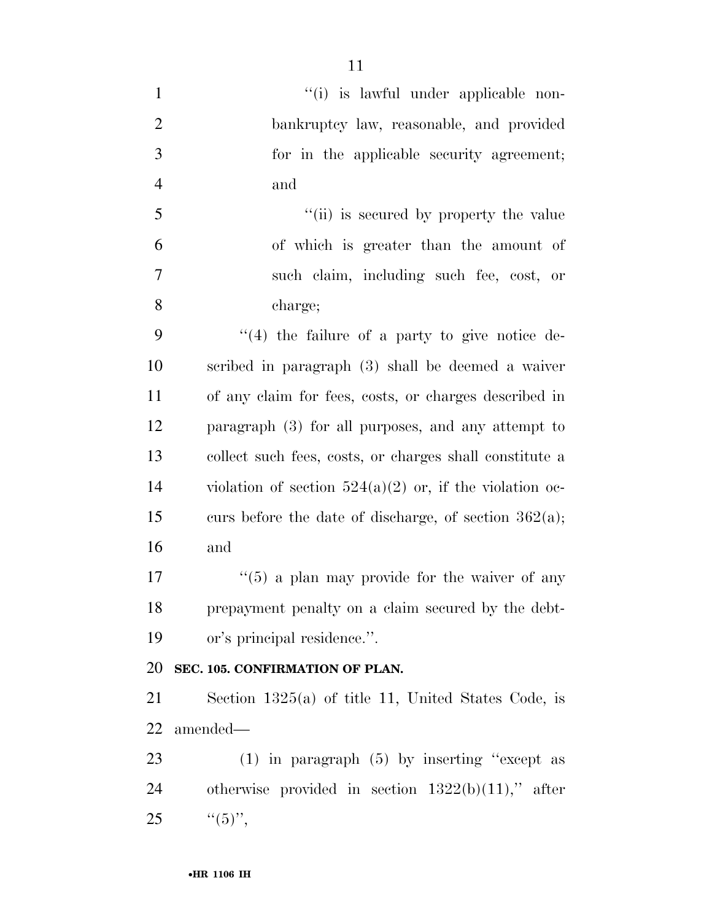''(i) is lawful under applicable non-bankruptcy law, reasonable, and provided for in the applicable security agreement; and

''(ii) is secured by property the value of which is greater than the amount of such claim, including such fee, cost, or charge;

''(4) the failure of a party to give notice described in paragraph (3) shall be deemed a waiver of any claim for fees, costs, or charges described in paragraph (3) for all purposes, and any attempt to collect such fees, costs, or charges shall constitute a violation of section 524(a)(2) or, if the violation occurs before the date of discharge, of section 362(a); and

''(5) a plan may provide for the waiver of any prepayment penalty on a claim secured by the debtor's principal residence.''.

**SEC. 105. CONFIRMATION OF PLAN.**

Section 1325(a) of title 11, United States Code, is amended—

(1) in paragraph (5) by inserting ''except as otherwise provided in section 1322(b)(11),'' after ''(5)'',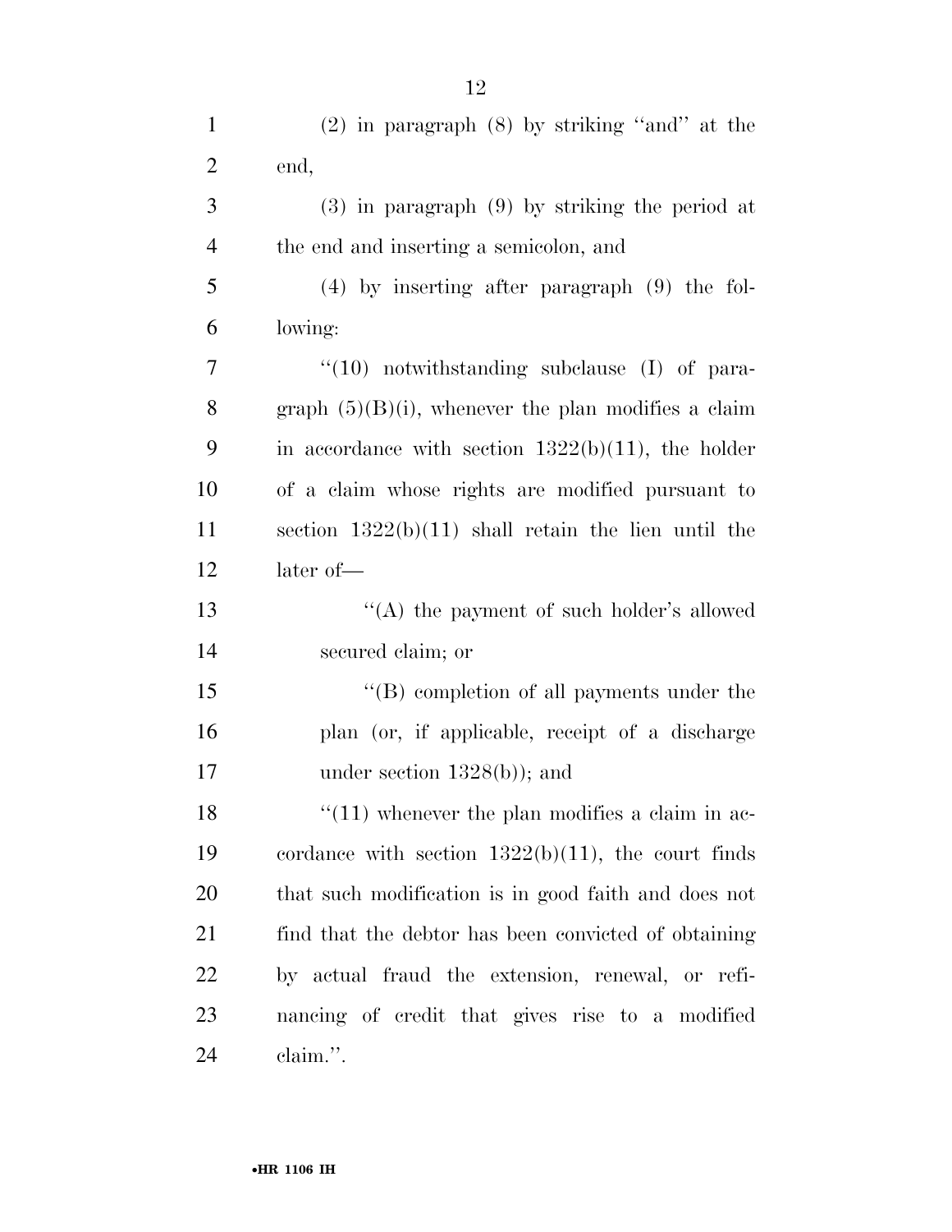(2) in paragraph (8) by striking ''and'' at the end,

(3) in paragraph (9) by striking the period at the end and inserting a semicolon, and

(4) by inserting after paragraph (9) the following:

''(10) notwithstanding subclause (I) of paragraph (5)(B)(i), whenever the plan modifies a claim in accordance with section 1322(b)(11), the holder of a claim whose rights are modified pursuant to section 1322(b)(11) shall retain the lien until the later of—

''(A) the payment of such holder's allowed secured claim; or

''(B) completion of all payments under the plan (or, if applicable, receipt of a discharge under section 1328(b)); and

''(11) whenever the plan modifies a claim in accordance with section 1322(b)(11), the court finds that such modification is in good faith and does not find that the debtor has been convicted of obtaining by actual fraud the extension, renewal, or refinancing of credit that gives rise to a modified claim.''.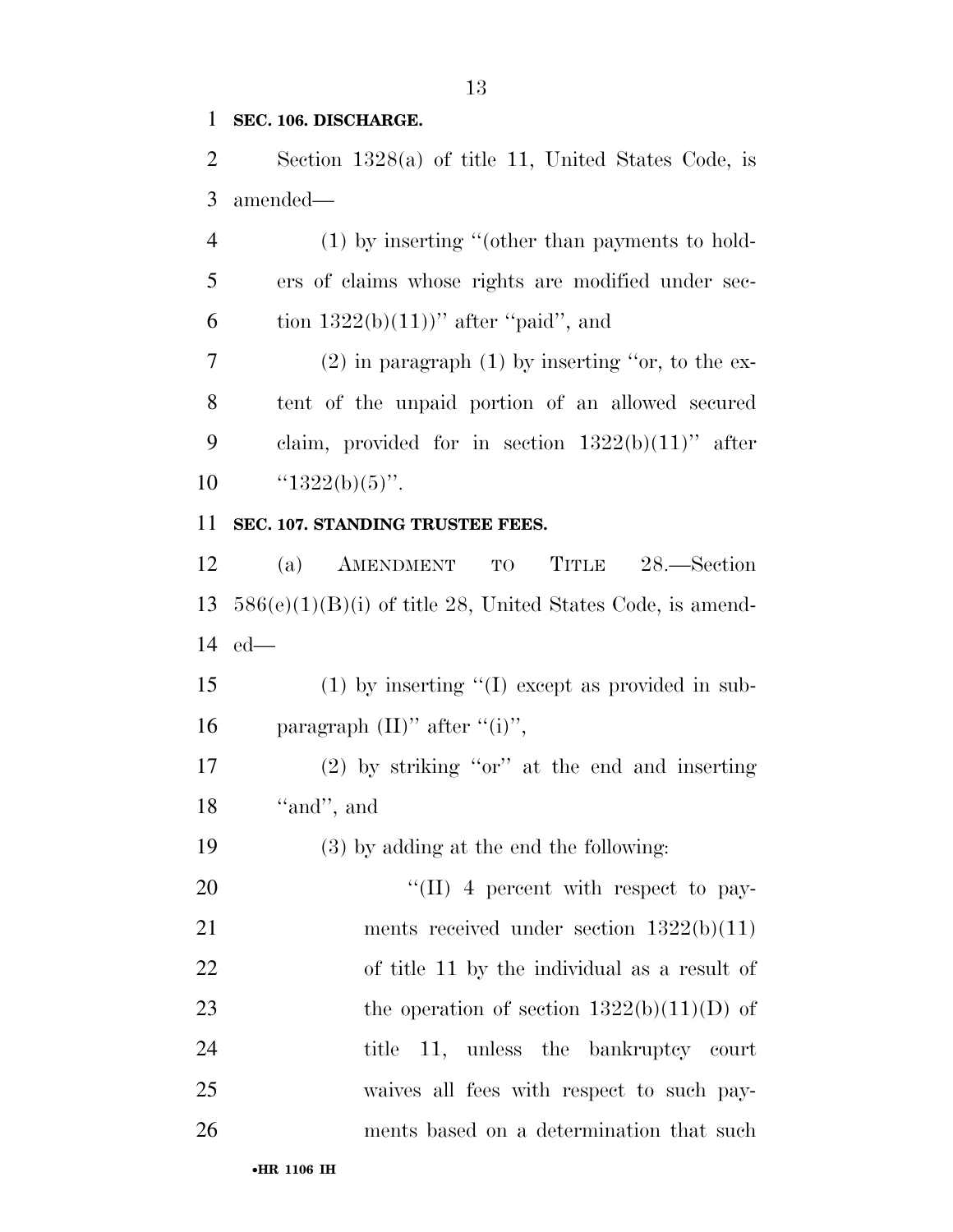**SEC. 106. DISCHARGE.**

Section 1328(a) of title 11, United States Code, is amended—

(1) by inserting "(other than payments to holders of claims whose rights are modified under section 1322(b)(11))" after "paid", and

(2) in paragraph (1) by inserting "or, to the extent of the unpaid portion of an allowed secured claim, provided for in section 1322(b)(11)" after "1322(b)(5)".

**SEC. 107. STANDING TRUSTEE FEES.**

(a) AMENDMENT TO TITLE 28.—Section 586(e)(1)(B)(i) of title 28, United States Code, is amended—

(1) by inserting "(I) except as provided in subparagraph (II)" after "(i)",

(2) by striking "or" at the end and inserting "and", and

(3) by adding at the end the following:

"(II) 4 percent with respect to payments received under section 1322(b)(11) of title 11 by the individual as a result of the operation of section 1322(b)(11)(D) of title 11, unless the bankruptcy court waives all fees with respect to such payments based on a determination that such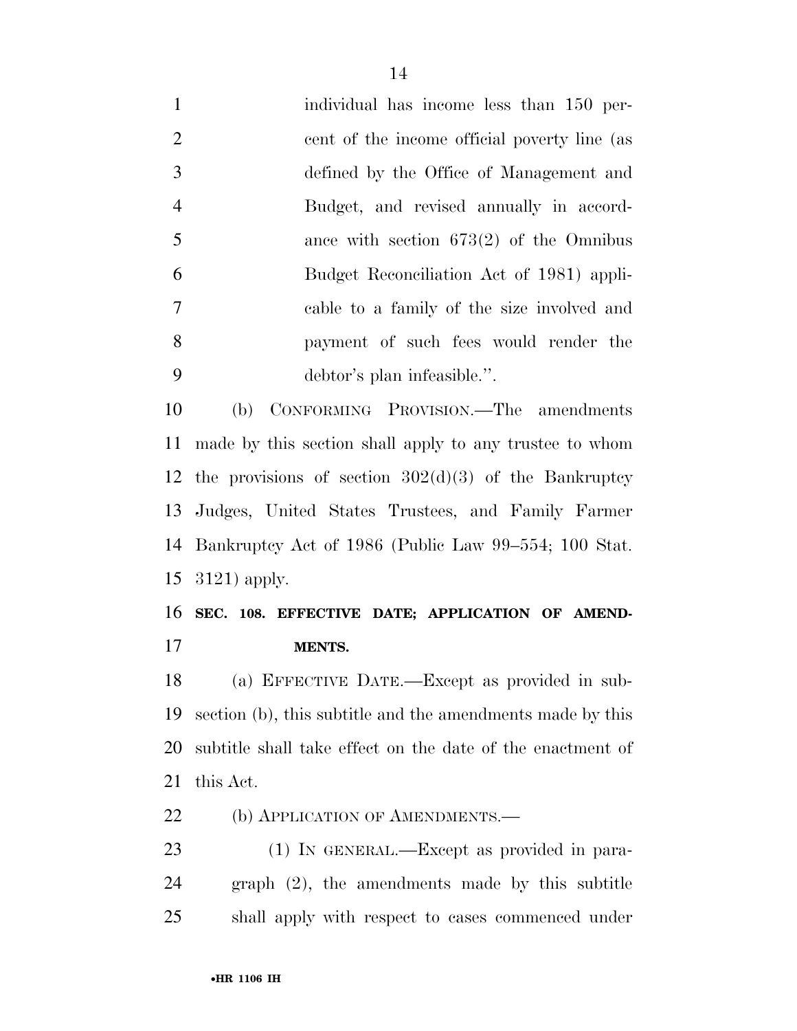individual has income less than 150 percent of the income official poverty line (as defined by the Office of Management and Budget, and revised annually in accordance with section 673(2) of the Omnibus Budget Reconciliation Act of 1981) applicable to a family of the size involved and payment of such fees would render the debtor's plan infeasible.''.

(b) CONFORMING PROVISION.—The amendments made by this section shall apply to any trustee to whom the provisions of section 302(d)(3) of the Bankruptcy Judges, United States Trustees, and Family Farmer Bankruptcy Act of 1986 (Public Law 99–554; 100 Stat. 3121) apply.

**SEC. 108. EFFECTIVE DATE; APPLICATION OF AMENDMENTS.**

(a) EFFECTIVE DATE.—Except as provided in subsection (b), this subtitle and the amendments made by this subtitle shall take effect on the date of the enactment of this Act.

(b) APPLICATION OF AMENDMENTS.—

(1) IN GENERAL.—Except as provided in paragraph (2), the amendments made by this subtitle shall apply with respect to cases commenced under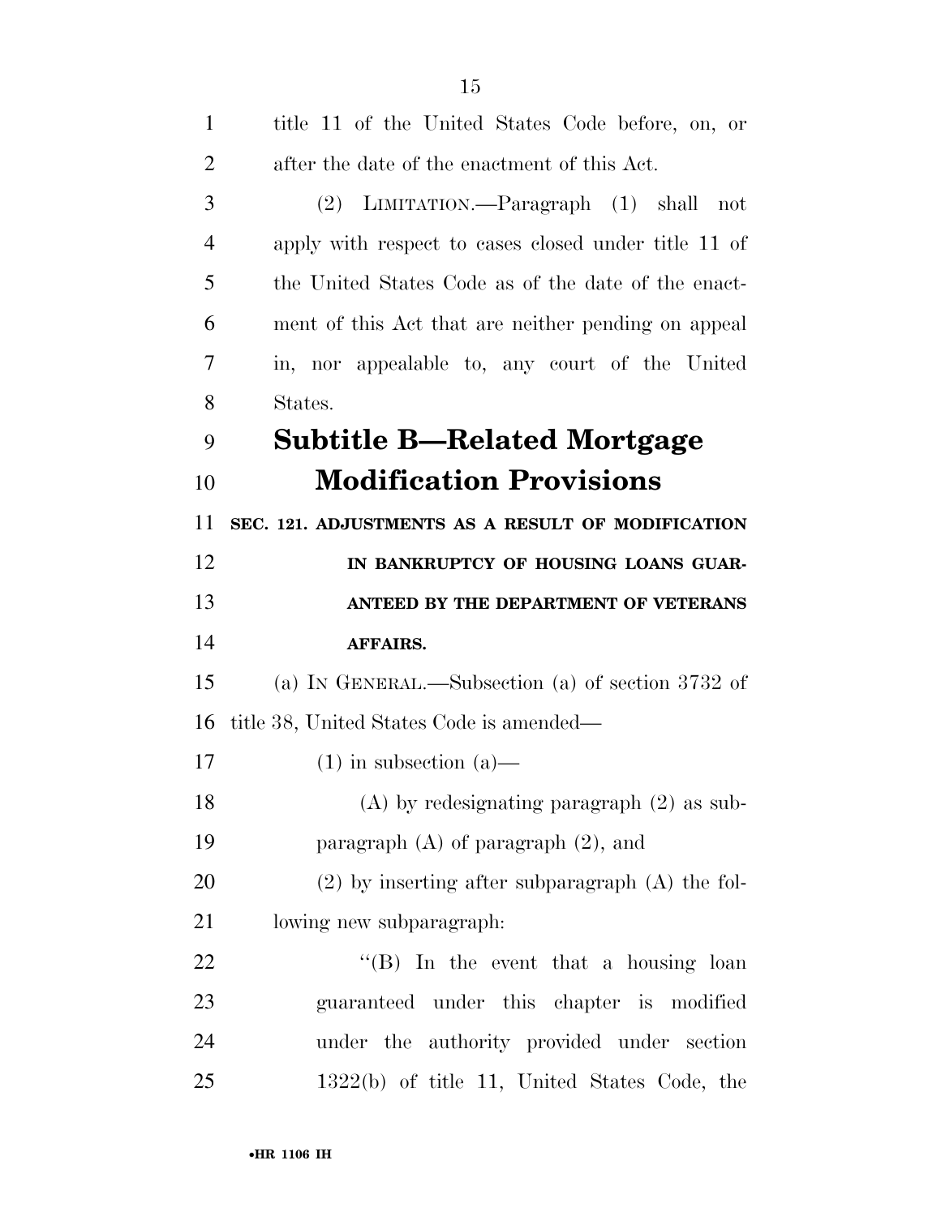title 11 of the United States Code before, on, or after the date of the enactment of this Act.

(2) LIMITATION.—Paragraph (1) shall not apply with respect to cases closed under title 11 of the United States Code as of the date of the enactment of this Act that are neither pending on appeal in, nor appealable to, any court of the United States.

## Subtitle B—Related Mortgage Modification Provisions

**SEC. 121. ADJUSTMENTS AS A RESULT OF MODIFICATION IN BANKRUPTCY OF HOUSING LOANS GUARANTEED BY THE DEPARTMENT OF VETERANS AFFAIRS.**

(a) IN GENERAL.—Subsection (a) of section 3732 of title 38, United States Code is amended—

(1) in subsection (a)—

(A) by redesignating paragraph (2) as subparagraph (A) of paragraph (2), and

(2) by inserting after subparagraph (A) the following new subparagraph:

"(B) In the event that a housing loan guaranteed under this chapter is modified under the authority provided under section 1322(b) of title 11, United States Code, the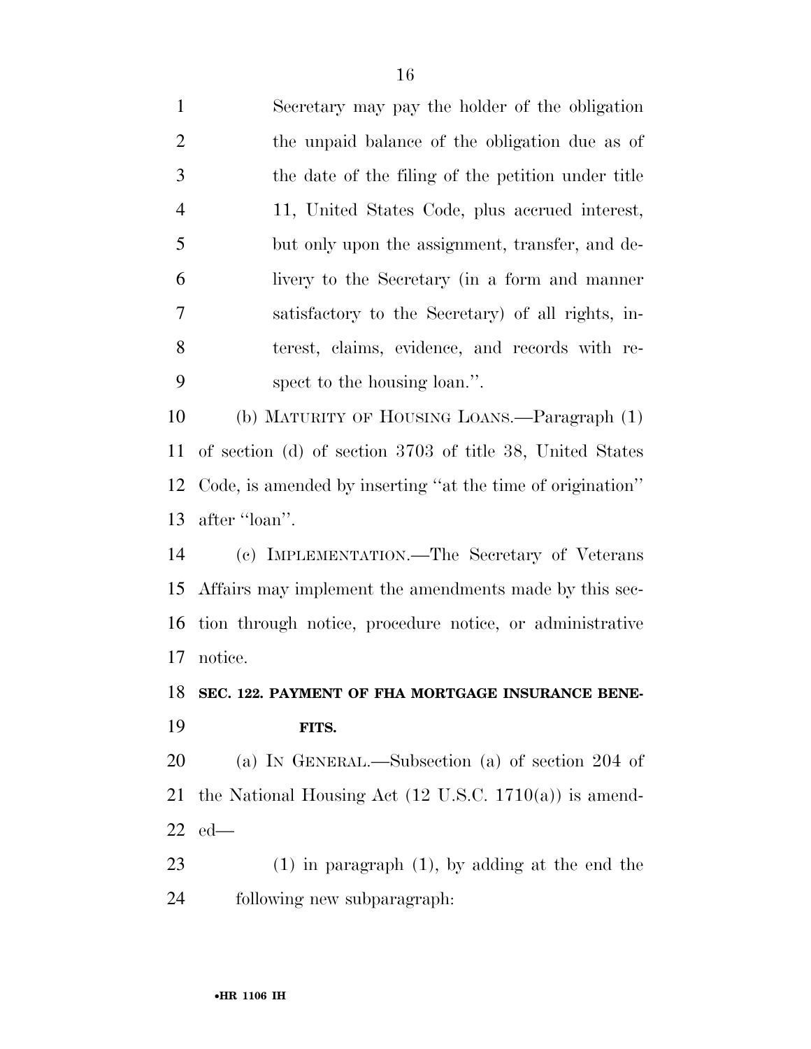Secretary may pay the holder of the obligation the unpaid balance of the obligation due as of the date of the filing of the petition under title 11, United States Code, plus accrued interest, but only upon the assignment, transfer, and delivery to the Secretary (in a form and manner satisfactory to the Secretary) of all rights, interest, claims, evidence, and records with respect to the housing loan.''.

(b) MATURITY OF HOUSING LOANS.—Paragraph (1) of section (d) of section 3703 of title 38, United States Code, is amended by inserting ''at the time of origination'' after ''loan''.

(c) IMPLEMENTATION.—The Secretary of Veterans Affairs may implement the amendments made by this section through notice, procedure notice, or administrative notice.

**SEC. 122. PAYMENT OF FHA MORTGAGE INSURANCE BENEFITS.**

(a) IN GENERAL.—Subsection (a) of section 204 of the National Housing Act (12 U.S.C. 1710(a)) is amended—

(1) in paragraph (1), by adding at the end the following new subparagraph: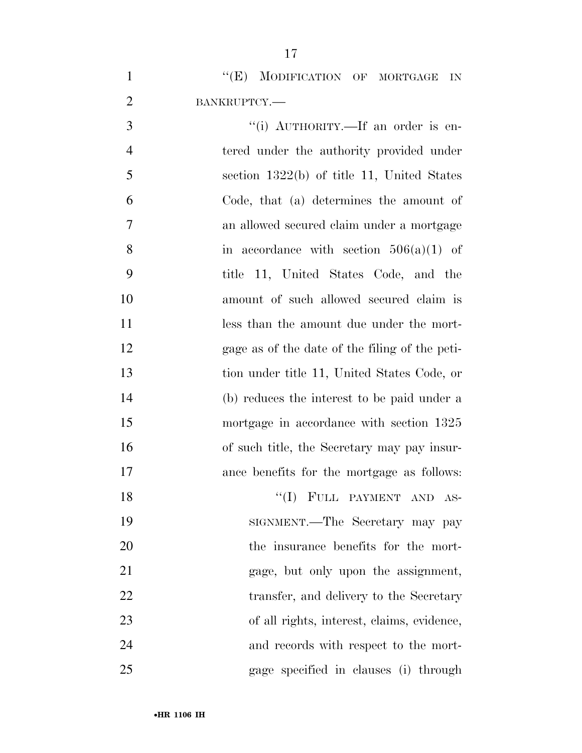"(E) MODIFICATION OF MORTGAGE IN BANKRUPTCY.—

"(i) AUTHORITY.—If an order is entered under the authority provided under section 1322(b) of title 11, United States Code, that (a) determines the amount of an allowed secured claim under a mortgage in accordance with section 506(a)(1) of title 11, United States Code, and the amount of such allowed secured claim is less than the amount due under the mortgage as of the date of the filing of the petition under title 11, United States Code, or (b) reduces the interest to be paid under a mortgage in accordance with section 1325 of such title, the Secretary may pay insurance benefits for the mortgage as follows:

"(I) FULL PAYMENT AND ASSIGNMENT.—The Secretary may pay the insurance benefits for the mortgage, but only upon the assignment, transfer, and delivery to the Secretary of all rights, interest, claims, evidence, and records with respect to the mortgage specified in clauses (i) through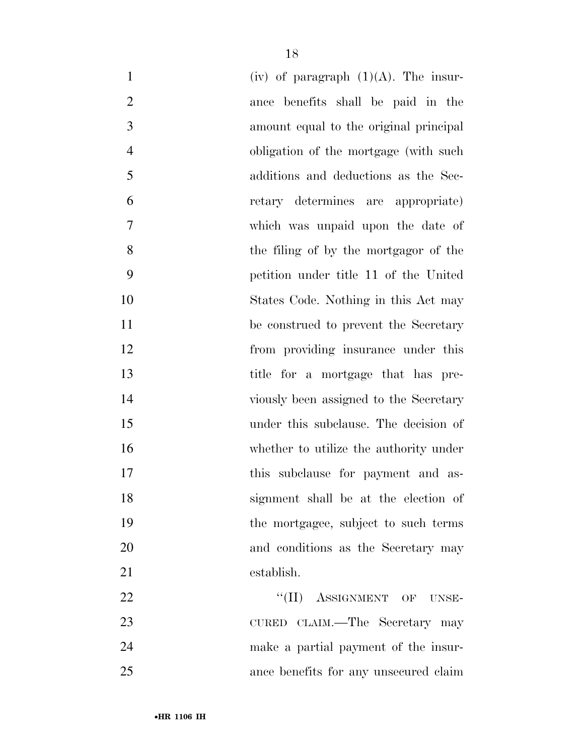(iv) of paragraph (1)(A). The insurance benefits shall be paid in the amount equal to the original principal obligation of the mortgage (with such additions and deductions as the Secretary determines are appropriate) which was unpaid upon the date of the filing of by the mortgagor of the petition under title 11 of the United States Code. Nothing in this Act may be construed to prevent the Secretary from providing insurance under this title for a mortgage that has previously been assigned to the Secretary under this subclause. The decision of whether to utilize the authority under this subclause for payment and assignment shall be at the election of the mortgagee, subject to such terms and conditions as the Secretary may establish.

''(II) ASSIGNMENT OF UNSECURED CLAIM.—The Secretary may make a partial payment of the insurance benefits for any unsecured claim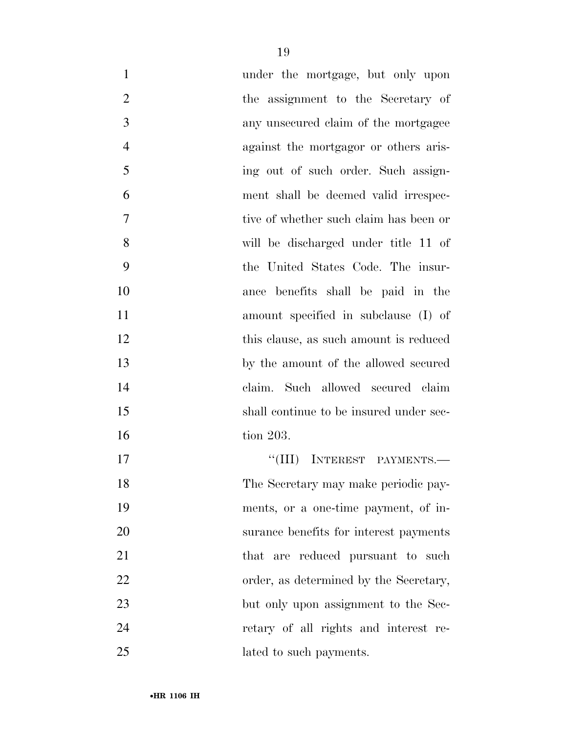under the mortgage, but only upon the assignment to the Secretary of any unsecured claim of the mortgagee against the mortgagor or others arising out of such order. Such assignment shall be deemed valid irrespective of whether such claim has been or will be discharged under title 11 of the United States Code. The insurance benefits shall be paid in the amount specified in subclause (I) of this clause, as such amount is reduced by the amount of the allowed secured claim. Such allowed secured claim shall continue to be insured under section 203.

"(III) INTEREST PAYMENTS.—The Secretary may make periodic payments, or a one-time payment, of insurance benefits for interest payments that are reduced pursuant to such order, as determined by the Secretary, but only upon assignment to the Secretary of all rights and interest related to such payments.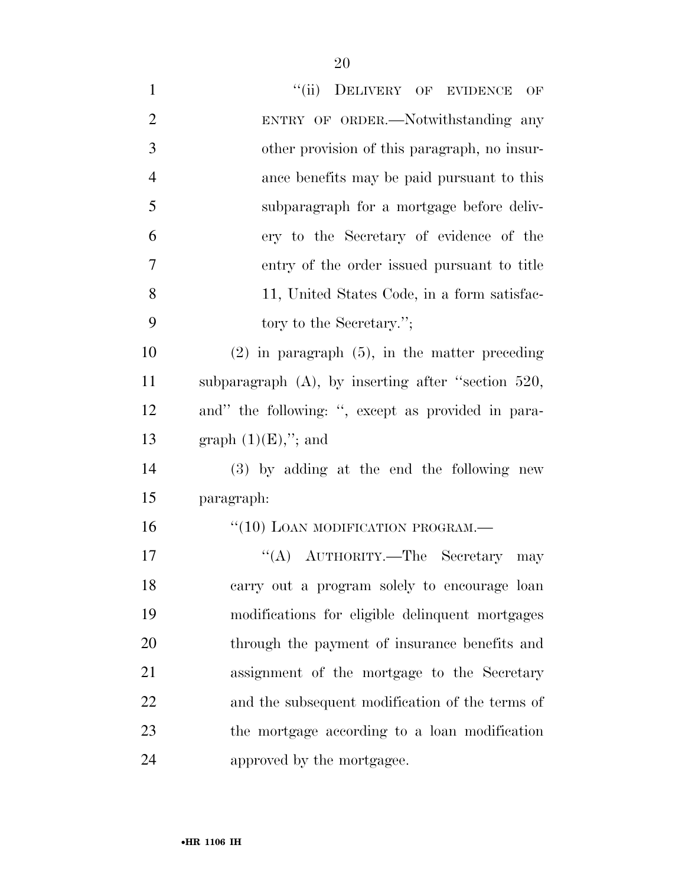"(ii) DELIVERY OF EVIDENCE OF ENTRY OF ORDER.—Notwithstanding any other provision of this paragraph, no insurance benefits may be paid pursuant to this subparagraph for a mortgage before delivery to the Secretary of evidence of the entry of the order issued pursuant to title 11, United States Code, in a form satisfactory to the Secretary.";

(2) in paragraph (5), in the matter preceding subparagraph (A), by inserting after "section 520, and" the following: ", except as provided in paragraph (1)(E),"; and

(3) by adding at the end the following new paragraph:

"(10) LOAN MODIFICATION PROGRAM.—

"(A) AUTHORITY.—The Secretary may carry out a program solely to encourage loan modifications for eligible delinquent mortgages through the payment of insurance benefits and assignment of the mortgage to the Secretary and the subsequent modification of the terms of the mortgage according to a loan modification approved by the mortgagee.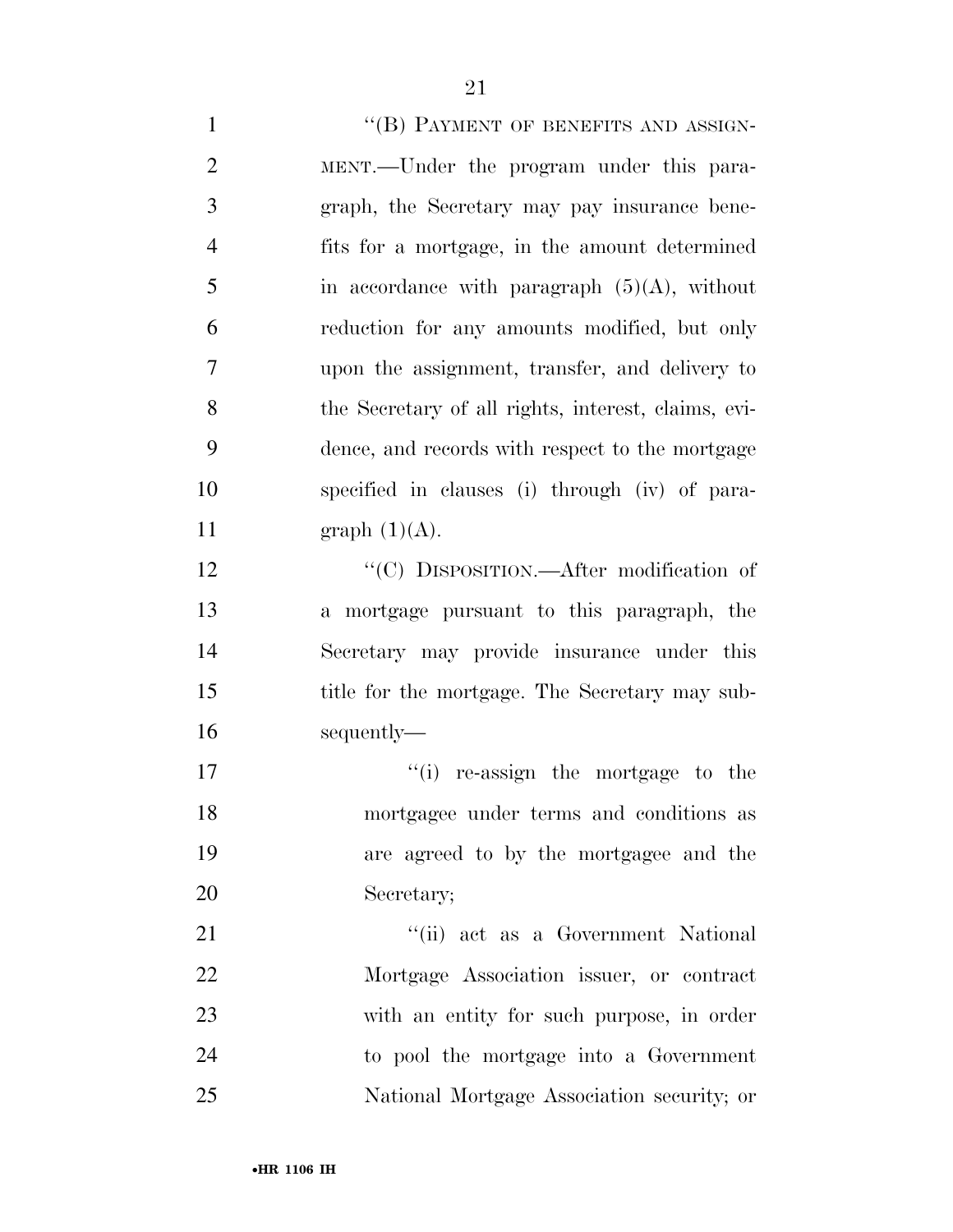''(B) PAYMENT OF BENEFITS AND ASSIGNMENT.—Under the program under this paragraph, the Secretary may pay insurance benefits for a mortgage, in the amount determined in accordance with paragraph (5)(A), without reduction for any amounts modified, but only upon the assignment, transfer, and delivery to the Secretary of all rights, interest, claims, evidence, and records with respect to the mortgage specified in clauses (i) through (iv) of paragraph (1)(A).

''(C) DISPOSITION.—After modification of a mortgage pursuant to this paragraph, the Secretary may provide insurance under this title for the mortgage. The Secretary may subsequently—

''(i) re-assign the mortgage to the mortgagee under terms and conditions as are agreed to by the mortgagee and the Secretary;

''(ii) act as a Government National Mortgage Association issuer, or contract with an entity for such purpose, in order to pool the mortgage into a Government National Mortgage Association security; or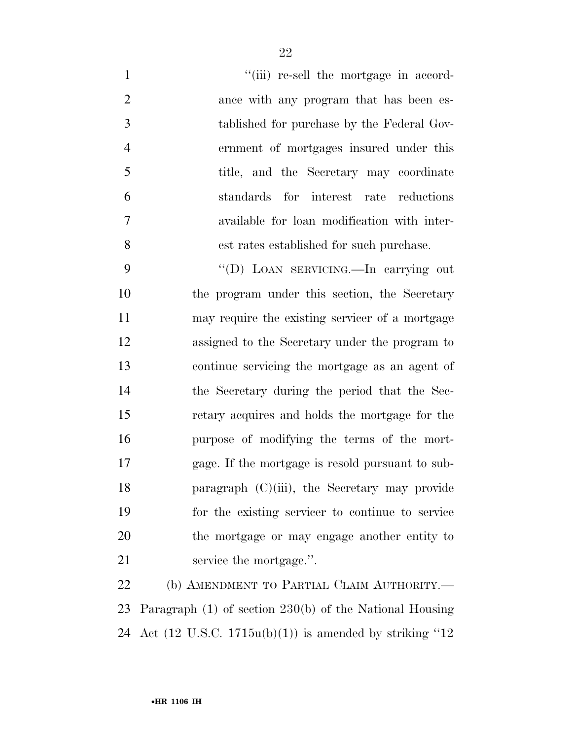"(iii) re-sell the mortgage in accordance with any program that has been established for purchase by the Federal Government of mortgages insured under this title, and the Secretary may coordinate standards for interest rate reductions available for loan modification with interest rates established for such purchase.

"(D) LOAN SERVICING.—In carrying out the program under this section, the Secretary may require the existing servicer of a mortgage assigned to the Secretary under the program to continue servicing the mortgage as an agent of the Secretary during the period that the Secretary acquires and holds the mortgage for the purpose of modifying the terms of the mortgage. If the mortgage is resold pursuant to subparagraph (C)(iii), the Secretary may provide for the existing servicer to continue to service the mortgage or may engage another entity to service the mortgage.".

(b) AMENDMENT TO PARTIAL CLAIM AUTHORITY.—Paragraph (1) of section 230(b) of the National Housing Act (12 U.S.C. 1715u(b)(1)) is amended by striking "12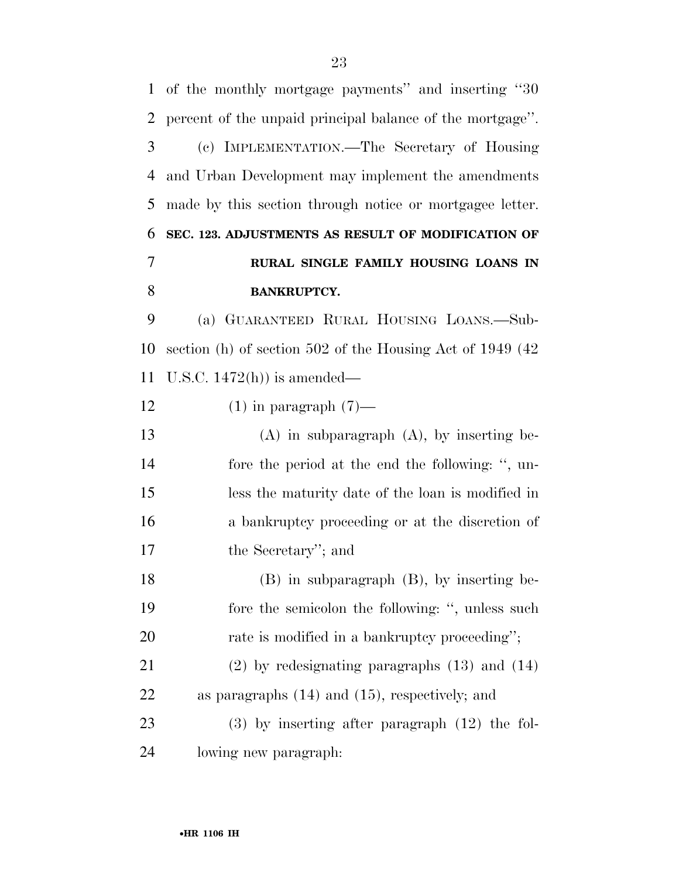of the monthly mortgage payments'' and inserting ''30 percent of the unpaid principal balance of the mortgage''.

(c) IMPLEMENTATION.—The Secretary of Housing and Urban Development may implement the amendments made by this section through notice or mortgagee letter.

**SEC. 123. ADJUSTMENTS AS RESULT OF MODIFICATION OF RURAL SINGLE FAMILY HOUSING LOANS IN BANKRUPTCY.**

(a) GUARANTEED RURAL HOUSING LOANS.—Subsection (h) of section 502 of the Housing Act of 1949 (42 U.S.C. 1472(h)) is amended—

(1) in paragraph (7)—

(A) in subparagraph (A), by inserting before the period at the end the following: '', unless the maturity date of the loan is modified in a bankruptcy proceeding or at the discretion of the Secretary''; and

(B) in subparagraph (B), by inserting before the semicolon the following: '', unless such rate is modified in a bankruptcy proceeding'';

(2) by redesignating paragraphs (13) and (14) as paragraphs (14) and (15), respectively; and

(3) by inserting after paragraph (12) the following new paragraph: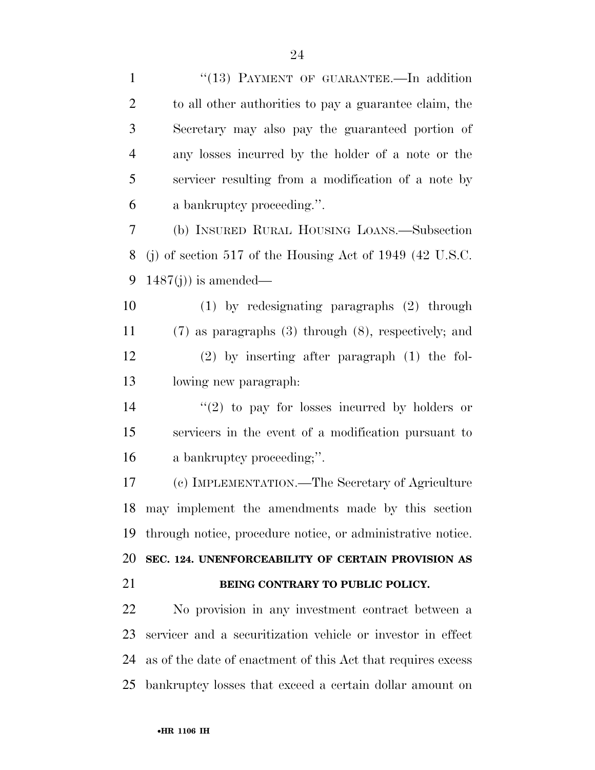"(13) PAYMENT OF GUARANTEE.—In addition to all other authorities to pay a guarantee claim, the Secretary may also pay the guaranteed portion of any losses incurred by the holder of a note or the servicer resulting from a modification of a note by a bankruptcy proceeding.".

(b) INSURED RURAL HOUSING LOANS.—Subsection (j) of section 517 of the Housing Act of 1949 (42 U.S.C. 1487(j)) is amended—

(1) by redesignating paragraphs (2) through (7) as paragraphs (3) through (8), respectively; and

(2) by inserting after paragraph (1) the following new paragraph:

"(2) to pay for losses incurred by holders or servicers in the event of a modification pursuant to a bankruptcy proceeding;".

(c) IMPLEMENTATION.—The Secretary of Agriculture may implement the amendments made by this section through notice, procedure notice, or administrative notice.

**SEC. 124. UNENFORCEABILITY OF CERTAIN PROVISION AS BEING CONTRARY TO PUBLIC POLICY.**

No provision in any investment contract between a servicer and a securitization vehicle or investor in effect as of the date of enactment of this Act that requires excess bankruptcy losses that exceed a certain dollar amount on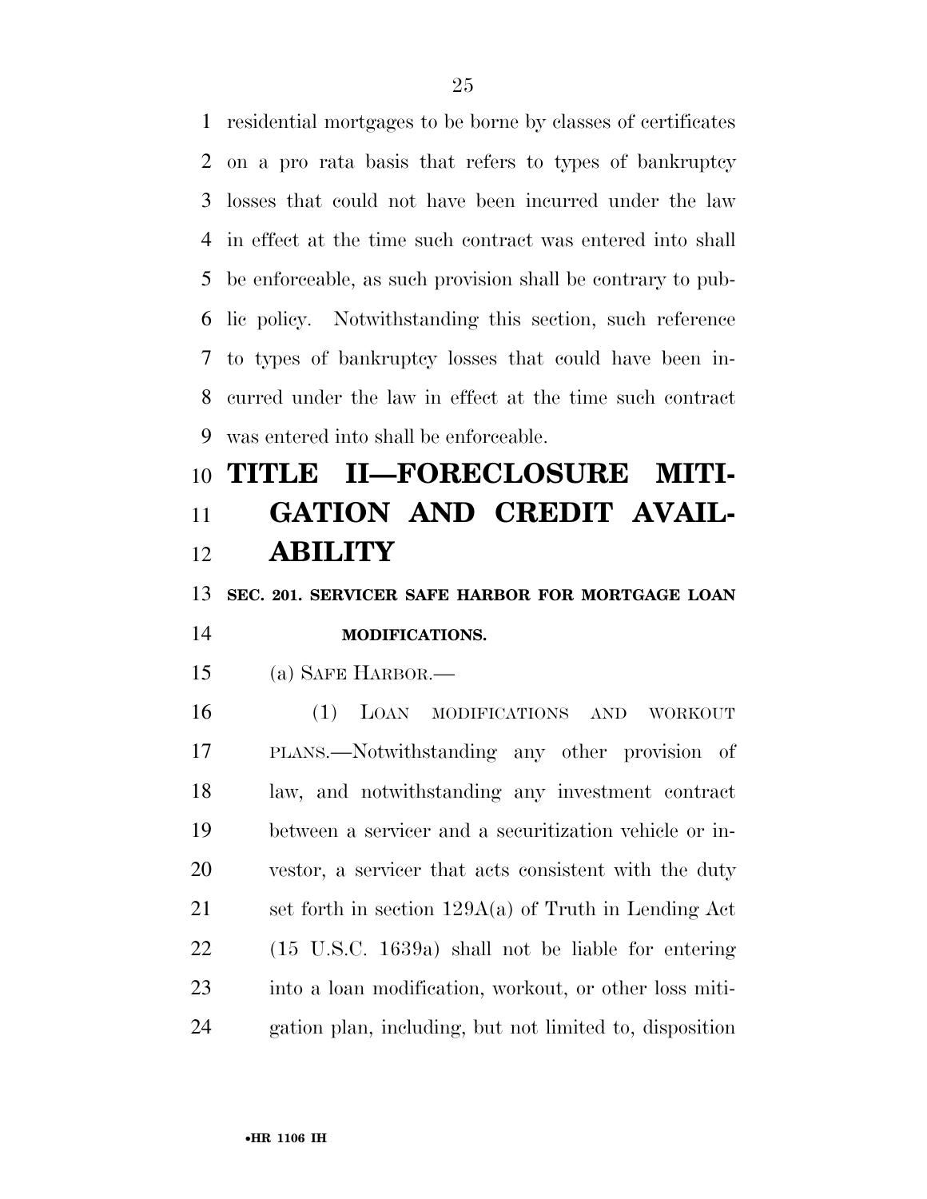residential mortgages to be borne by classes of certificates on a pro rata basis that refers to types of bankruptcy losses that could not have been incurred under the law in effect at the time such contract was entered into shall be enforceable, as such provision shall be contrary to public policy. Notwithstanding this section, such reference to types of bankruptcy losses that could have been incurred under the law in effect at the time such contract was entered into shall be enforceable.

# TITLE II—FORECLOSURE MITIGATION AND CREDIT AVAILABILITY

## SEC. 201. SERVICER SAFE HARBOR FOR MORTGAGE LOAN MODIFICATIONS.

(a) SAFE HARBOR.—

(1) LOAN MODIFICATIONS AND WORKOUT PLANS.—Notwithstanding any other provision of law, and notwithstanding any investment contract between a servicer and a securitization vehicle or investor, a servicer that acts consistent with the duty set forth in section 129A(a) of Truth in Lending Act (15 U.S.C. 1639a) shall not be liable for entering into a loan modification, workout, or other loss mitigation plan, including, but not limited to, disposition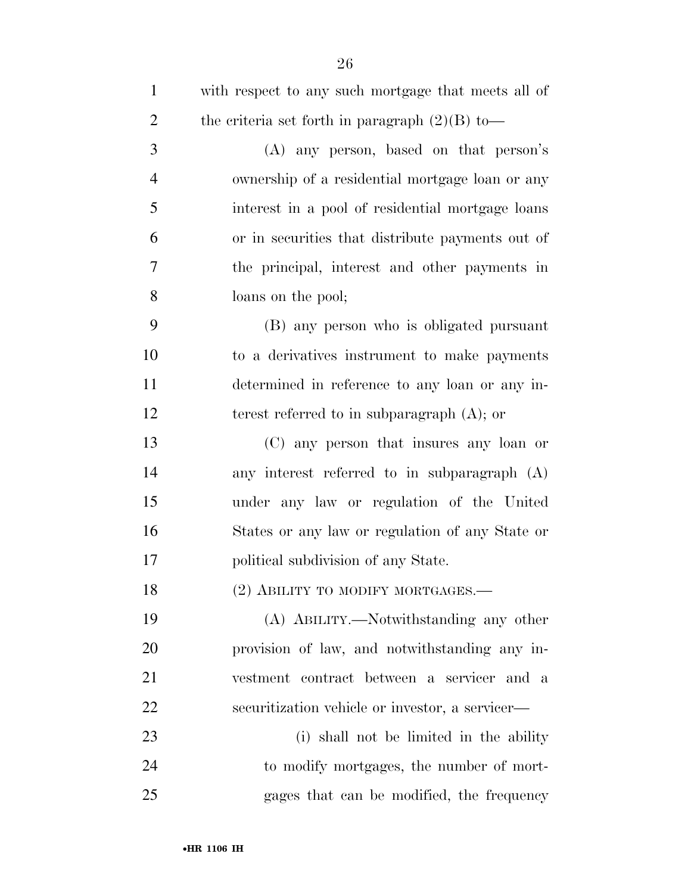with respect to any such mortgage that meets all of the criteria set forth in paragraph (2)(B) to—

(A) any person, based on that person's ownership of a residential mortgage loan or any interest in a pool of residential mortgage loans or in securities that distribute payments out of the principal, interest and other payments in loans on the pool;

(B) any person who is obligated pursuant to a derivatives instrument to make payments determined in reference to any loan or any interest referred to in subparagraph (A); or

(C) any person that insures any loan or any interest referred to in subparagraph (A) under any law or regulation of the United States or any law or regulation of any State or political subdivision of any State.

(2) ABILITY TO MODIFY MORTGAGES.—

(A) ABILITY.—Notwithstanding any other provision of law, and notwithstanding any investment contract between a servicer and a securitization vehicle or investor, a servicer—

(i) shall not be limited in the ability to modify mortgages, the number of mortgages that can be modified, the frequency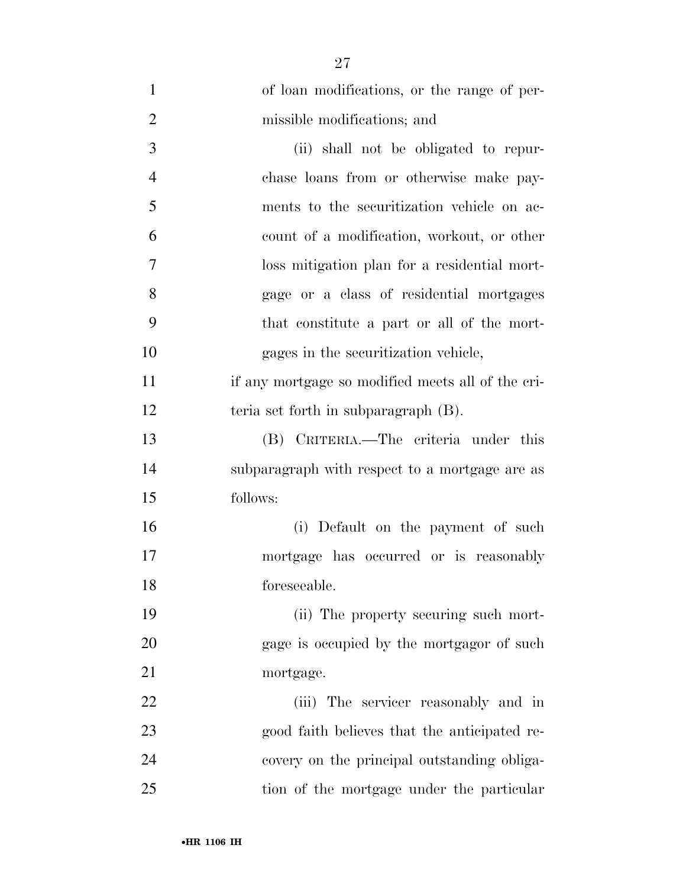of loan modifications, or the range of permissible modifications; and

(ii) shall not be obligated to repurchase loans from or otherwise make payments to the securitization vehicle on account of a modification, workout, or other loss mitigation plan for a residential mortgage or a class of residential mortgages that constitute a part or all of the mortgages in the securitization vehicle,

if any mortgage so modified meets all of the criteria set forth in subparagraph (B).

(B) CRITERIA.—The criteria under this subparagraph with respect to a mortgage are as follows:

(i) Default on the payment of such mortgage has occurred or is reasonably foreseeable.

(ii) The property securing such mortgage is occupied by the mortgagor of such mortgage.

(iii) The servicer reasonably and in good faith believes that the anticipated recovery on the principal outstanding obligation of the mortgage under the particular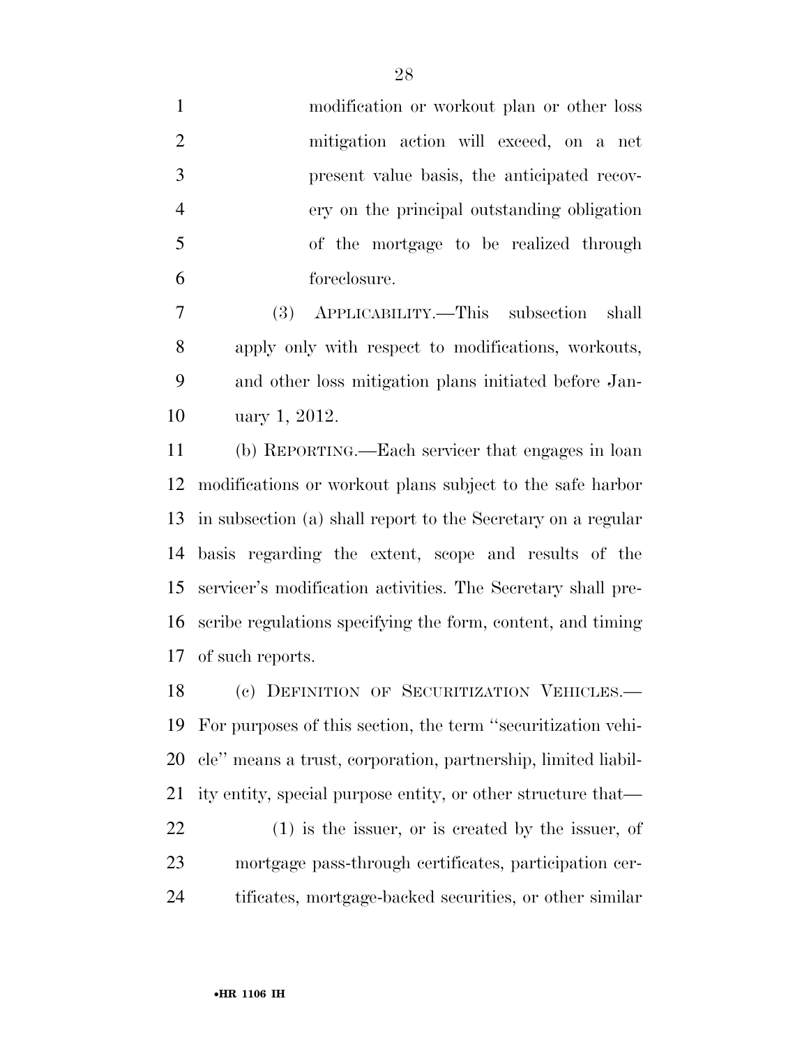modification or workout plan or other loss mitigation action will exceed, on a net present value basis, the anticipated recovery on the principal outstanding obligation of the mortgage to be realized through foreclosure.

(3) APPLICABILITY.—This subsection shall apply only with respect to modifications, workouts, and other loss mitigation plans initiated before January 1, 2012.

(b) REPORTING.—Each servicer that engages in loan modifications or workout plans subject to the safe harbor in subsection (a) shall report to the Secretary on a regular basis regarding the extent, scope and results of the servicer's modification activities. The Secretary shall prescribe regulations specifying the form, content, and timing of such reports.

(c) DEFINITION OF SECURITIZATION VEHICLES.—For purposes of this section, the term ''securitization vehicle'' means a trust, corporation, partnership, limited liability entity, special purpose entity, or other structure that—

(1) is the issuer, or is created by the issuer, of mortgage pass-through certificates, participation certificates, mortgage-backed securities, or other similar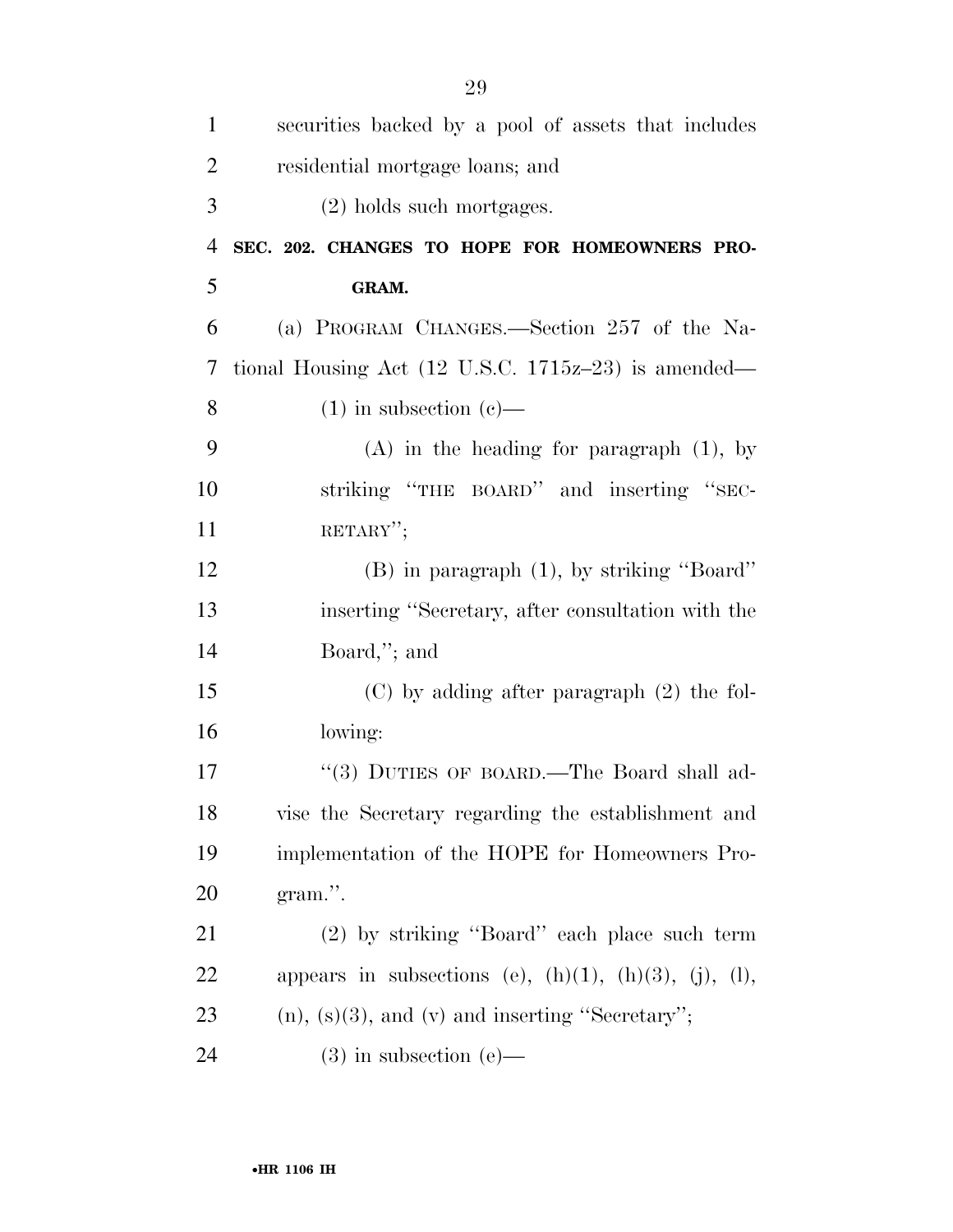securities backed by a pool of assets that includes residential mortgage loans; and

(2) holds such mortgages.

**SEC. 202. CHANGES TO HOPE FOR HOMEOWNERS PROGRAM.**

(a) PROGRAM CHANGES.—Section 257 of the National Housing Act (12 U.S.C. 1715z–23) is amended—

(1) in subsection (c)—

(A) in the heading for paragraph (1), by striking ''THE BOARD'' and inserting ''SECRETARY'';

(B) in paragraph (1), by striking ''Board'' inserting ''Secretary, after consultation with the Board,''; and

(C) by adding after paragraph (2) the following:

''(3) DUTIES OF BOARD.—The Board shall advise the Secretary regarding the establishment and implementation of the HOPE for Homeowners Program.''.

(2) by striking ''Board'' each place such term appears in subsections (e), (h)(1), (h)(3), (j), (l), (n), (s)(3), and (v) and inserting ''Secretary'';

(3) in subsection (e)—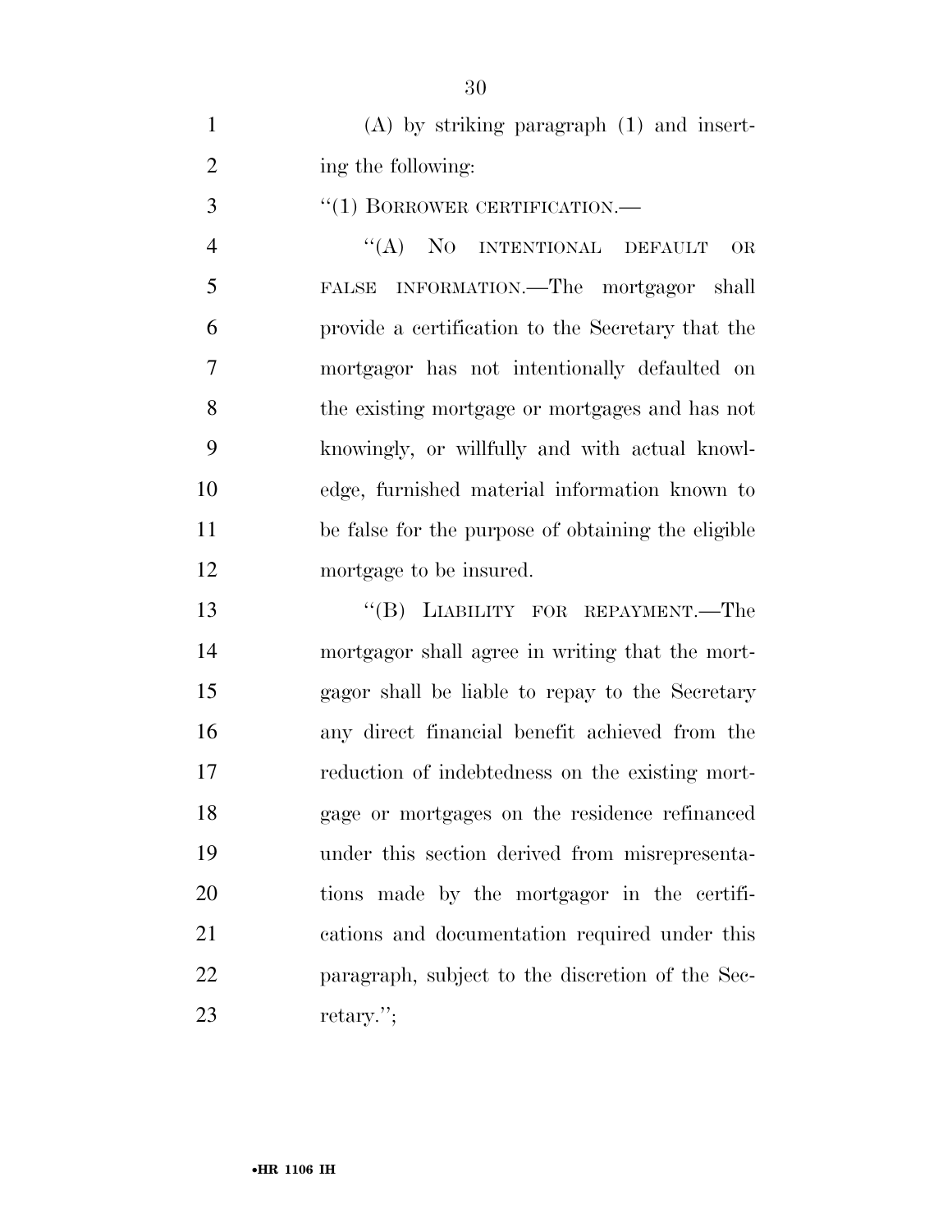(A) by striking paragraph (1) and inserting the following:

"(1) BORROWER CERTIFICATION.—

"(A) NO INTENTIONAL DEFAULT OR FALSE INFORMATION.—The mortgagor shall provide a certification to the Secretary that the mortgagor has not intentionally defaulted on the existing mortgage or mortgages and has not knowingly, or willfully and with actual knowledge, furnished material information known to be false for the purpose of obtaining the eligible mortgage to be insured.

"(B) LIABILITY FOR REPAYMENT.—The mortgagor shall agree in writing that the mortgagor shall be liable to repay to the Secretary any direct financial benefit achieved from the reduction of indebtedness on the existing mortgage or mortgages on the residence refinanced under this section derived from misrepresentations made by the mortgagor in the certifications and documentation required under this paragraph, subject to the discretion of the Secretary.";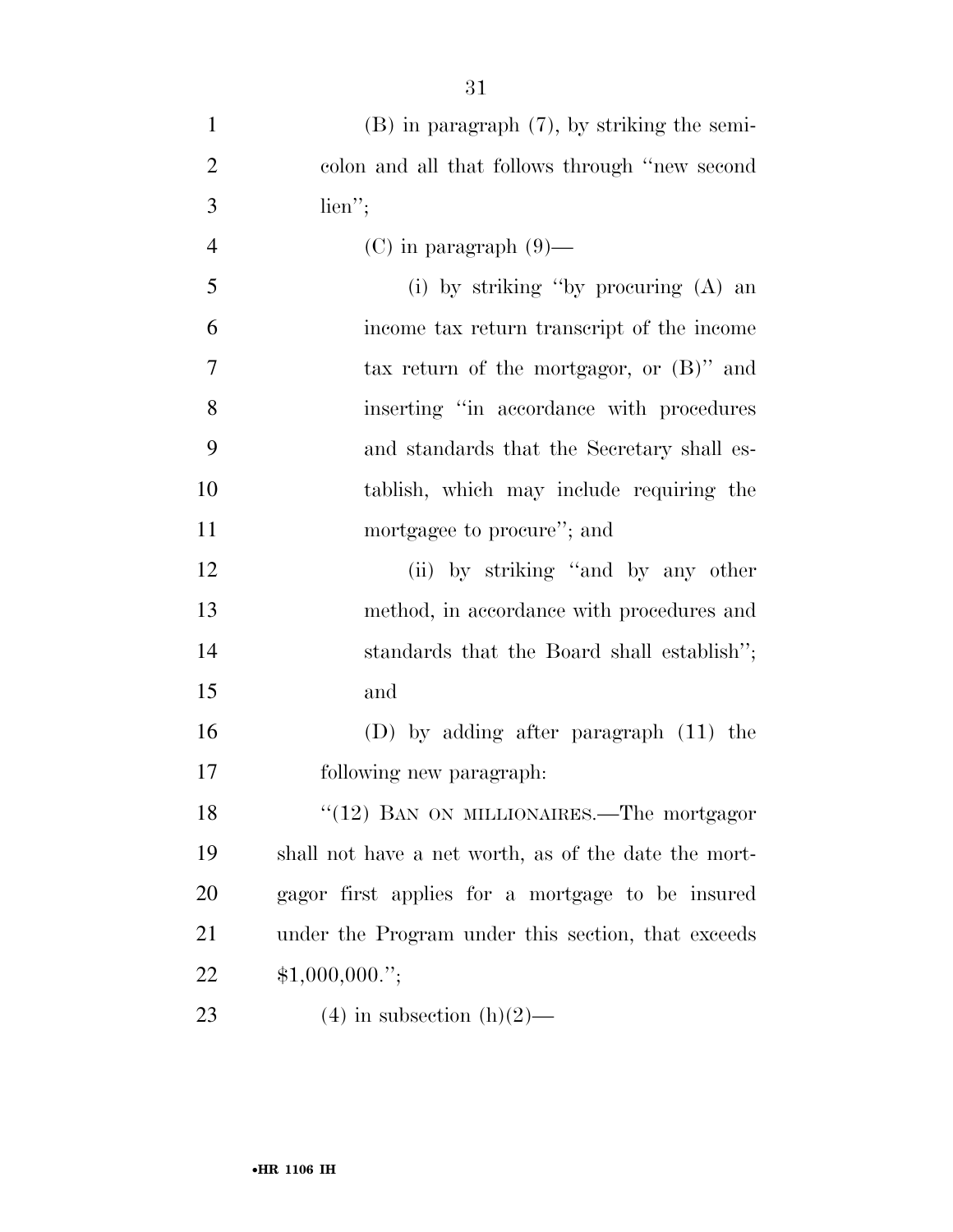(B) in paragraph (7), by striking the semicolon and all that follows through "new second lien";

(C) in paragraph (9)—

(i) by striking "by procuring (A) an income tax return transcript of the income tax return of the mortgagor, or (B)" and inserting "in accordance with procedures and standards that the Secretary shall establish, which may include requiring the mortgagee to procure"; and

(ii) by striking "and by any other method, in accordance with procedures and standards that the Board shall establish"; and

(D) by adding after paragraph (11) the following new paragraph:

"(12) BAN ON MILLIONAIRES.—The mortgagor shall not have a net worth, as of the date the mortgagor first applies for a mortgage to be insured under the Program under this section, that exceeds $1,000,000.";

(4) in subsection (h)(2)—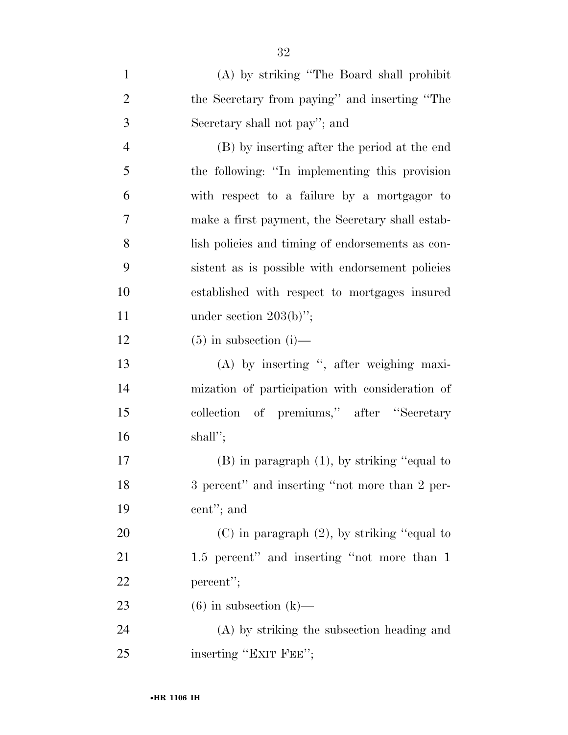(A) by striking "The Board shall prohibit the Secretary from paying" and inserting "The Secretary shall not pay"; and

(B) by inserting after the period at the end the following: "In implementing this provision with respect to a failure by a mortgagor to make a first payment, the Secretary shall establish policies and timing of endorsements as consistent as is possible with endorsement policies established with respect to mortgages insured under section 203(b)";

(5) in subsection (i)—

(A) by inserting ", after weighing maximization of participation with consideration of collection of premiums," after "Secretary shall";

(B) in paragraph (1), by striking "equal to 3 percent" and inserting "not more than 2 percent"; and

(C) in paragraph (2), by striking "equal to 1.5 percent" and inserting "not more than 1 percent";

(6) in subsection (k)—

(A) by striking the subsection heading and inserting "EXIT FEE";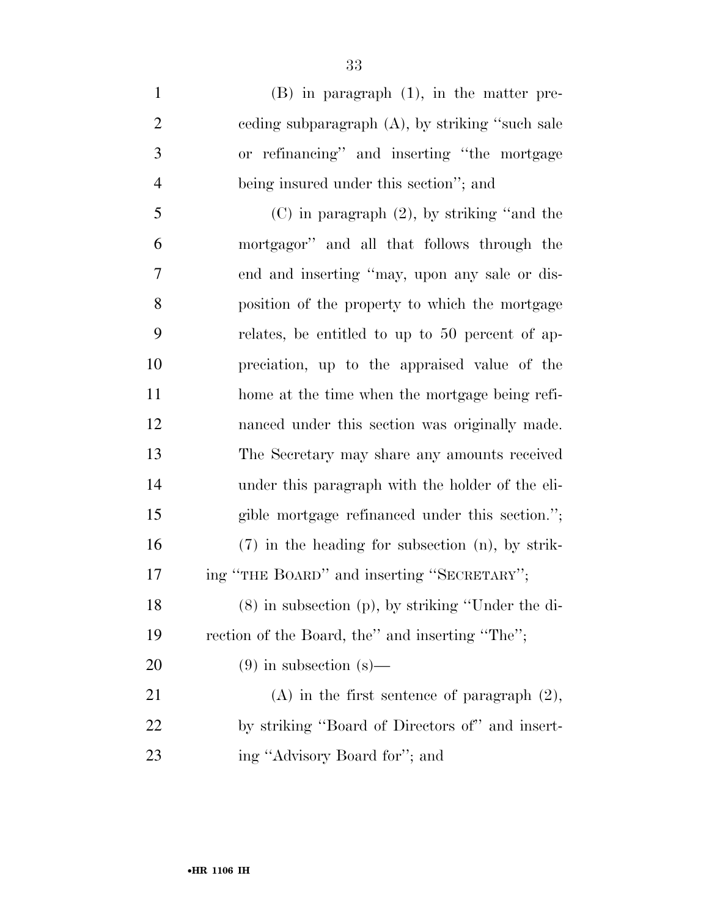(B) in paragraph (1), in the matter preceding subparagraph (A), by striking ''such sale or refinancing'' and inserting ''the mortgage being insured under this section''; and

(C) in paragraph (2), by striking ''and the mortgagor'' and all that follows through the end and inserting ''may, upon any sale or disposition of the property to which the mortgage relates, be entitled to up to 50 percent of appreciation, up to the appraised value of the home at the time when the mortgage being refinanced under this section was originally made. The Secretary may share any amounts received under this paragraph with the holder of the eligible mortgage refinanced under this section.'';

(7) in the heading for subsection (n), by striking ''THE BOARD'' and inserting ''SECRETARY'';

(8) in subsection (p), by striking ''Under the direction of the Board, the'' and inserting ''The'';

(9) in subsection (s)—

(A) in the first sentence of paragraph (2), by striking ''Board of Directors of'' and inserting ''Advisory Board for''; and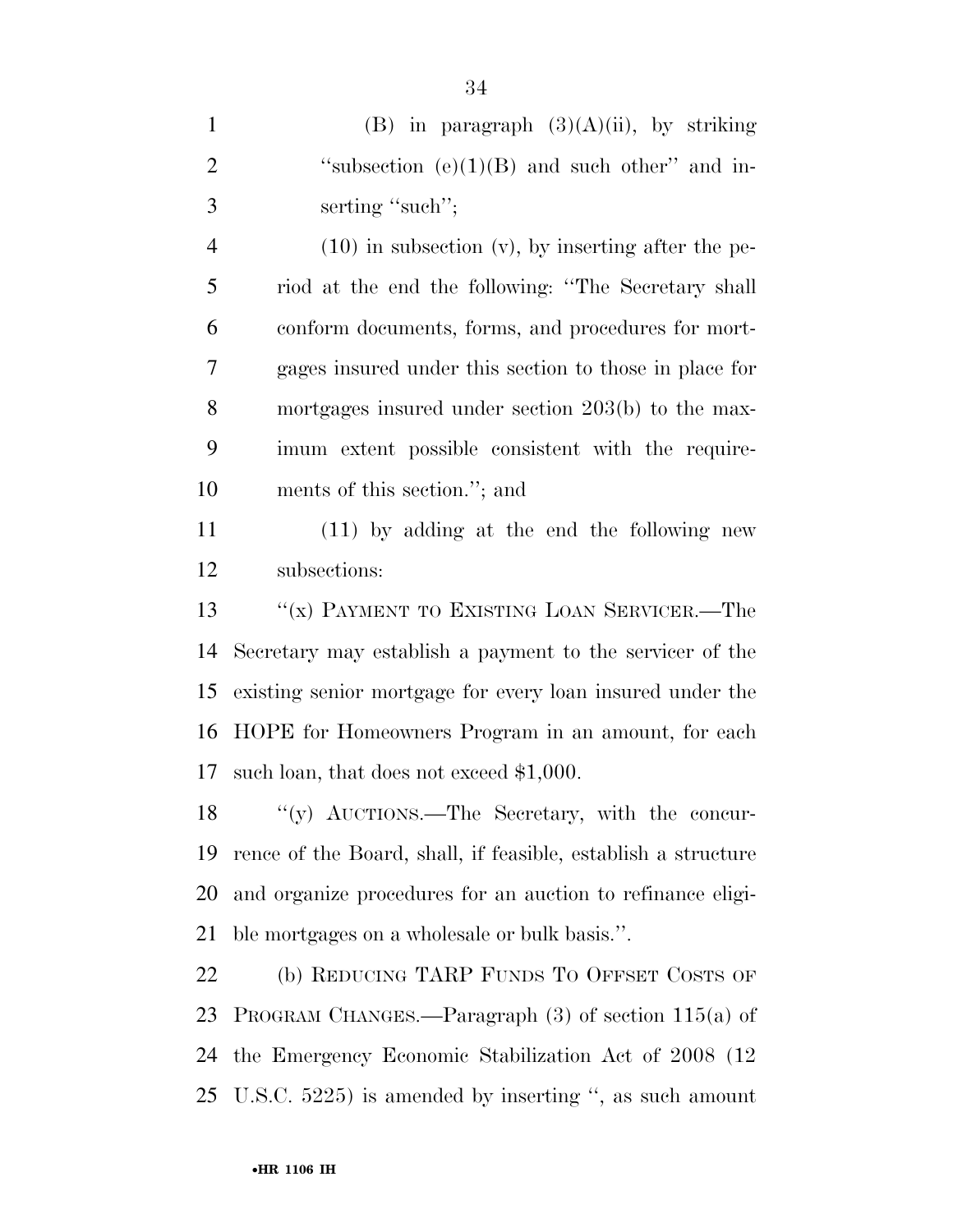(B) in paragraph (3)(A)(ii), by striking ''subsection (e)(1)(B) and such other'' and inserting ''such'';

(10) in subsection (v), by inserting after the period at the end the following: ''The Secretary shall conform documents, forms, and procedures for mortgages insured under this section to those in place for mortgages insured under section 203(b) to the maximum extent possible consistent with the requirements of this section.''; and

(11) by adding at the end the following new subsections:

''(x) PAYMENT TO EXISTING LOAN SERVICER.—The Secretary may establish a payment to the servicer of the existing senior mortgage for every loan insured under the HOPE for Homeowners Program in an amount, for each such loan, that does not exceed $1,000.

''(y) AUCTIONS.—The Secretary, with the concurrence of the Board, shall, if feasible, establish a structure and organize procedures for an auction to refinance eligible mortgages on a wholesale or bulk basis.''.

(b) REDUCING TARP FUNDS TO OFFSET COSTS OF PROGRAM CHANGES.—Paragraph (3) of section 115(a) of the Emergency Economic Stabilization Act of 2008 (12 U.S.C. 5225) is amended by inserting '', as such amount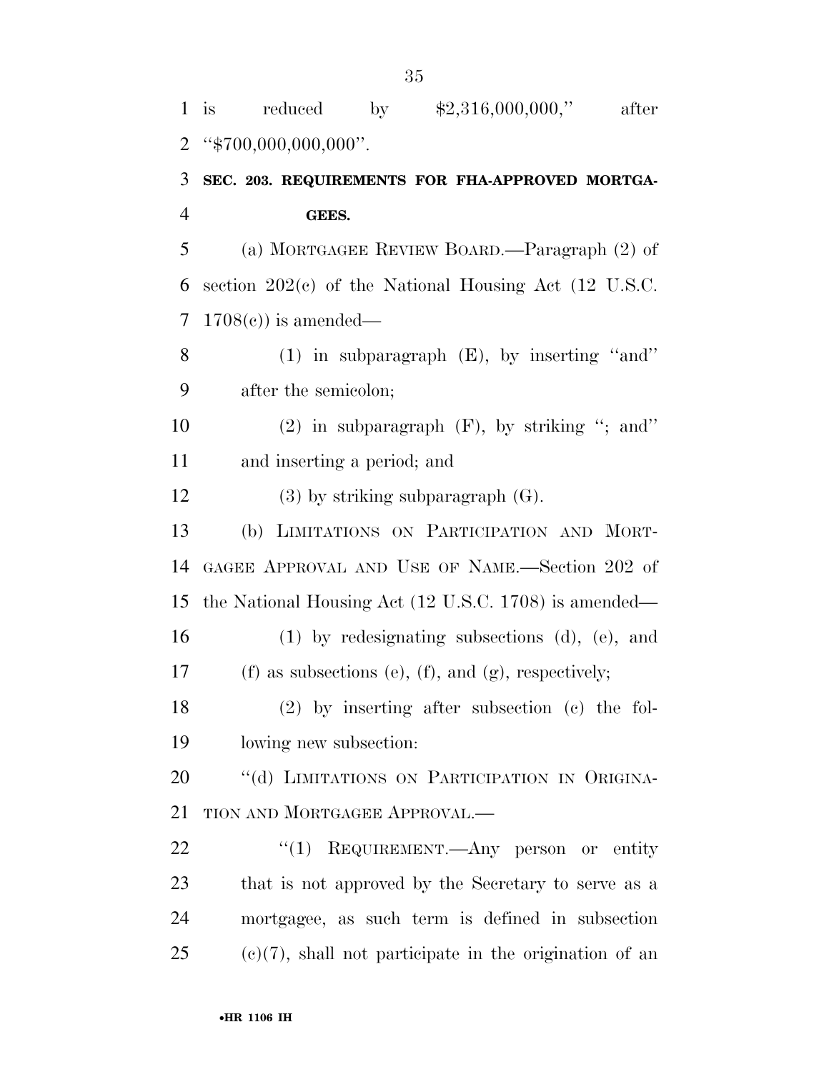is reduced by $2,316,000,000,'' after ''$700,000,000,000''.

**SEC. 203. REQUIREMENTS FOR FHA-APPROVED MORTGAGEES.**

(a) MORTGAGEE REVIEW BOARD.—Paragraph (2) of section 202(c) of the National Housing Act (12 U.S.C. 1708(c)) is amended—

(1) in subparagraph (E), by inserting ''and'' after the semicolon;

(2) in subparagraph (F), by striking ''; and'' and inserting a period; and

(3) by striking subparagraph (G).

(b) LIMITATIONS ON PARTICIPATION AND MORTGAGEE APPROVAL AND USE OF NAME.—Section 202 of the National Housing Act (12 U.S.C. 1708) is amended—

(1) by redesignating subsections (d), (e), and (f) as subsections (e), (f), and (g), respectively;

(2) by inserting after subsection (c) the following new subsection:

''(d) LIMITATIONS ON PARTICIPATION IN ORIGINATION AND MORTGAGEE APPROVAL.—

''(1) REQUIREMENT.—Any person or entity that is not approved by the Secretary to serve as a mortgagee, as such term is defined in subsection (c)(7), shall not participate in the origination of an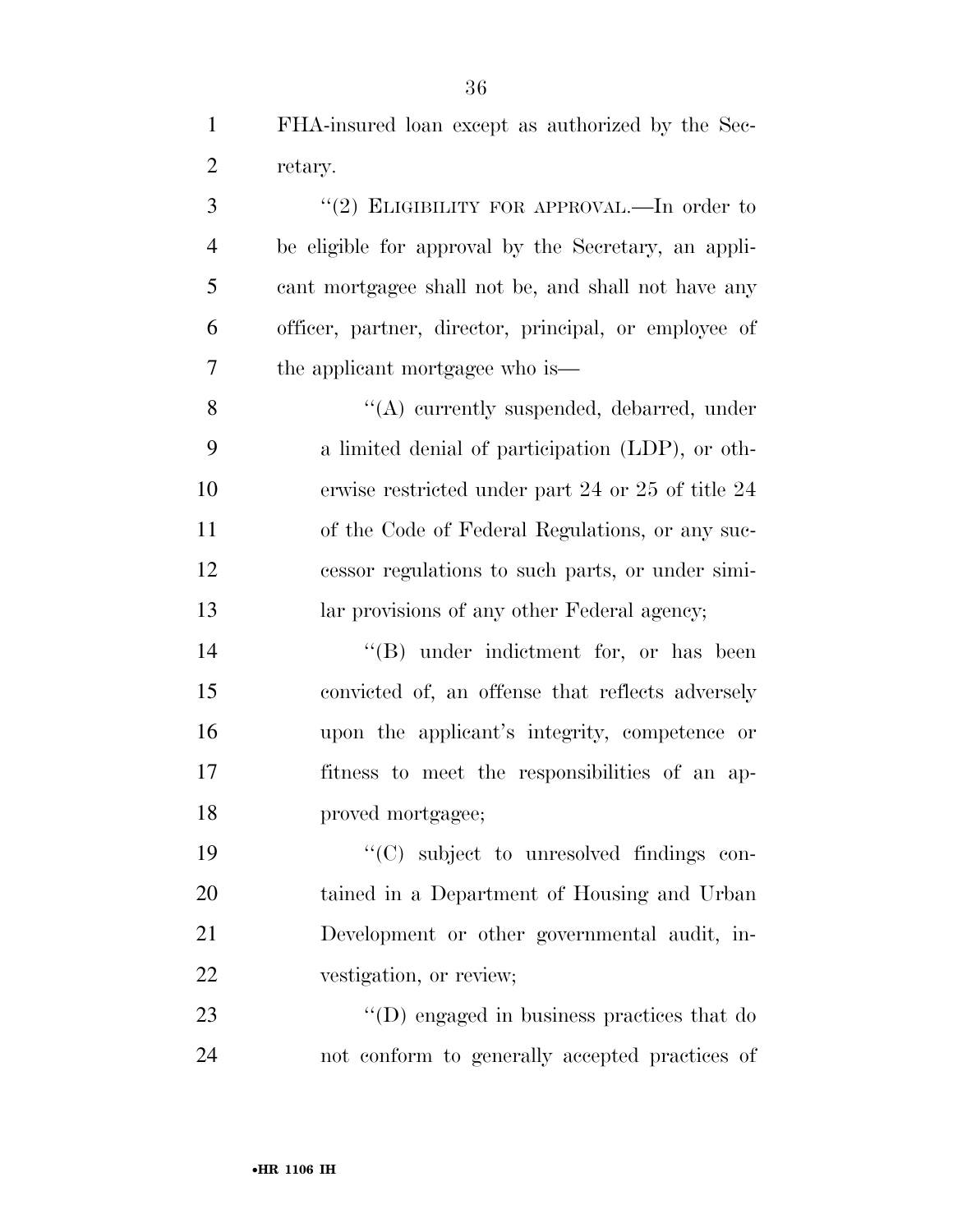FHA-insured loan except as authorized by the Secretary.

"(2) ELIGIBILITY FOR APPROVAL.—In order to be eligible for approval by the Secretary, an applicant mortgagee shall not be, and shall not have any officer, partner, director, principal, or employee of the applicant mortgagee who is—

"(A) currently suspended, debarred, under a limited denial of participation (LDP), or otherwise restricted under part 24 or 25 of title 24 of the Code of Federal Regulations, or any successor regulations to such parts, or under similar provisions of any other Federal agency;

"(B) under indictment for, or has been convicted of, an offense that reflects adversely upon the applicant's integrity, competence or fitness to meet the responsibilities of an approved mortgagee;

"(C) subject to unresolved findings contained in a Department of Housing and Urban Development or other governmental audit, investigation, or review;

"(D) engaged in business practices that do not conform to generally accepted practices of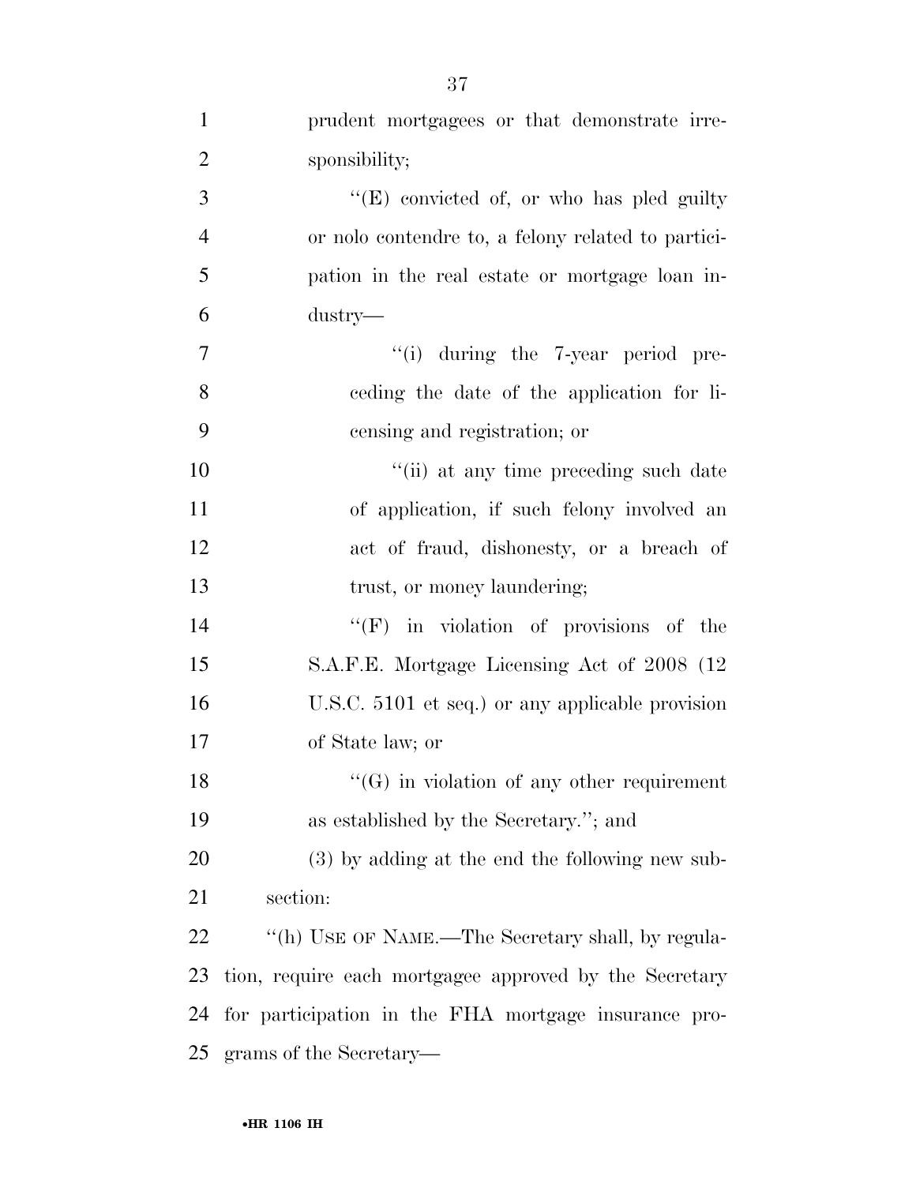prudent mortgagees or that demonstrate irresponsibility;

''(E) convicted of, or who has pled guilty or nolo contendre to, a felony related to participation in the real estate or mortgage loan industry—

''(i) during the 7-year period preceding the date of the application for licensing and registration; or

''(ii) at any time preceding such date of application, if such felony involved an act of fraud, dishonesty, or a breach of trust, or money laundering;

''(F) in violation of provisions of the S.A.F.E. Mortgage Licensing Act of 2008 (12 U.S.C. 5101 et seq.) or any applicable provision of State law; or

''(G) in violation of any other requirement as established by the Secretary.''; and

(3) by adding at the end the following new subsection:

''(h) USE OF NAME.—The Secretary shall, by regulation, require each mortgagee approved by the Secretary for participation in the FHA mortgage insurance programs of the Secretary—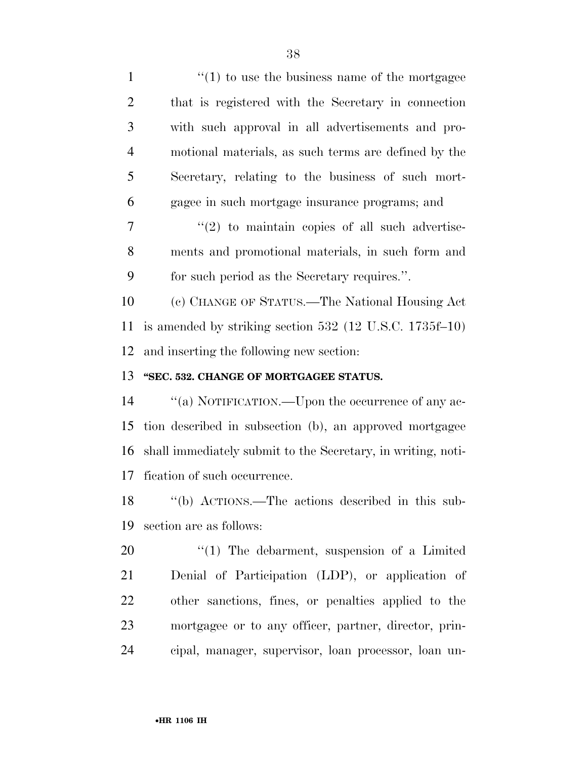''(1) to use the business name of the mortgagee that is registered with the Secretary in connection with such approval in all advertisements and promotional materials, as such terms are defined by the Secretary, relating to the business of such mortgagee in such mortgage insurance programs; and

''(2) to maintain copies of all such advertisements and promotional materials, in such form and for such period as the Secretary requires.''.

(c) CHANGE OF STATUS.—The National Housing Act is amended by striking section 532 (12 U.S.C. 1735f–10) and inserting the following new section:

**''SEC. 532. CHANGE OF MORTGAGEE STATUS.**

''(a) NOTIFICATION.—Upon the occurrence of any action described in subsection (b), an approved mortgagee shall immediately submit to the Secretary, in writing, notification of such occurrence.

''(b) ACTIONS.—The actions described in this subsection are as follows:

''(1) The debarment, suspension of a Limited Denial of Participation (LDP), or application of other sanctions, fines, or penalties applied to the mortgagee or to any officer, partner, director, principal, manager, supervisor, loan processor, loan un-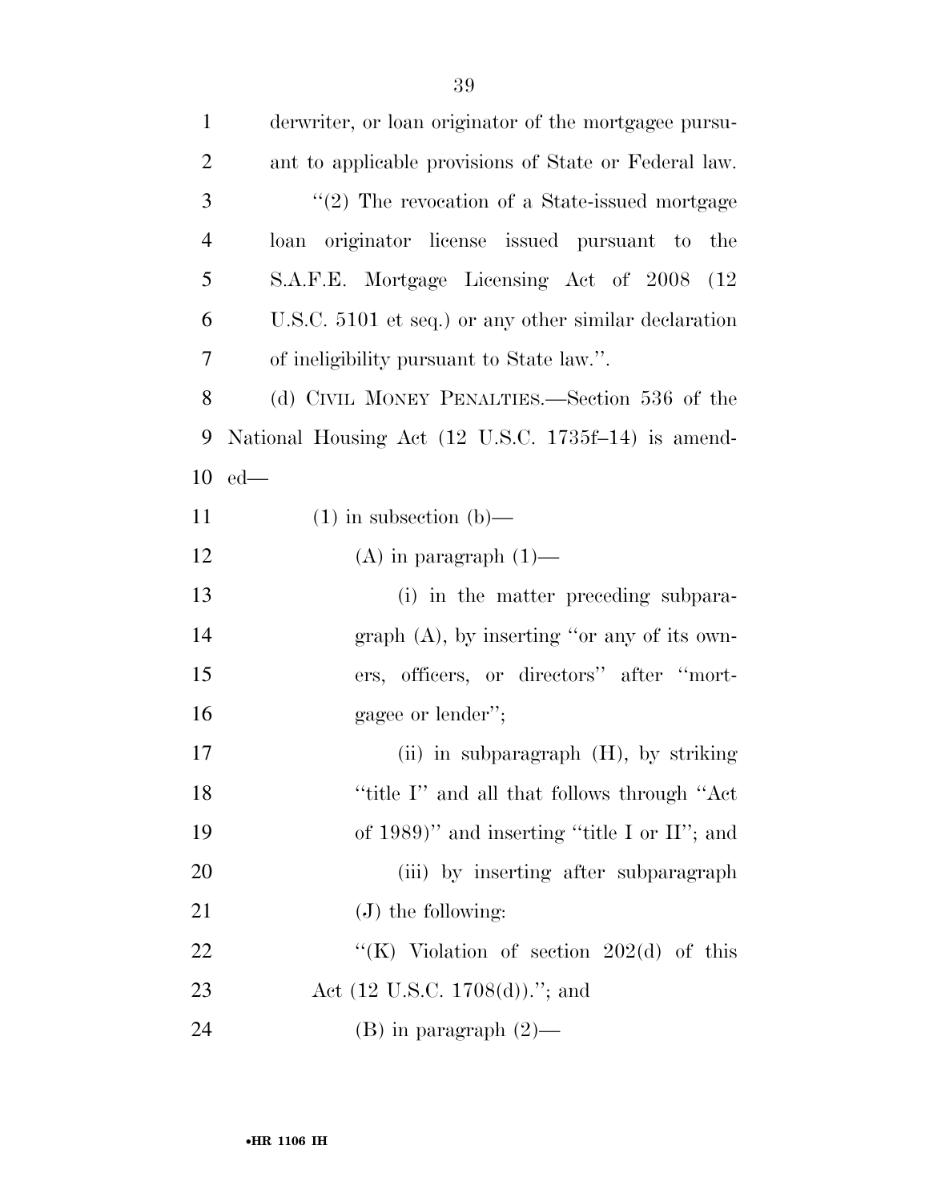derwriter, or loan originator of the mortgagee pursuant to applicable provisions of State or Federal law.

"(2) The revocation of a State-issued mortgage loan originator license issued pursuant to the S.A.F.E. Mortgage Licensing Act of 2008 (12 U.S.C. 5101 et seq.) or any other similar declaration of ineligibility pursuant to State law.".

(d) CIVIL MONEY PENALTIES.—Section 536 of the National Housing Act (12 U.S.C. 1735f–14) is amended—

(1) in subsection (b)—

(A) in paragraph (1)—

(i) in the matter preceding subparagraph (A), by inserting "or any of its owners, officers, or directors" after "mortgagee or lender";

(ii) in subparagraph (H), by striking "title I" and all that follows through "Act of 1989)" and inserting "title I or II"; and

(iii) by inserting after subparagraph (J) the following:

"(K) Violation of section 202(d) of this Act (12 U.S.C. 1708(d)).''; and

(B) in paragraph (2)—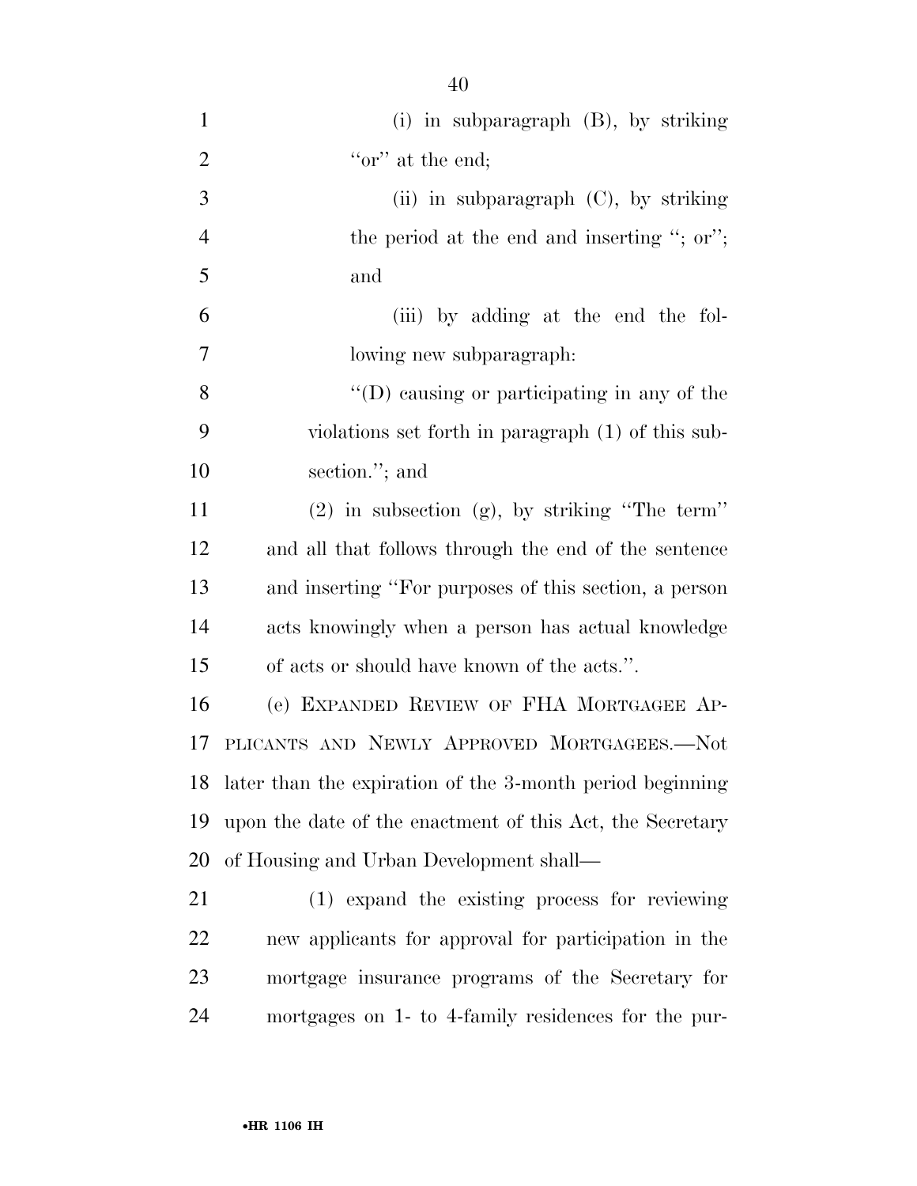(i) in subparagraph (B), by striking "or" at the end;

(ii) in subparagraph (C), by striking the period at the end and inserting "; or"; and

(iii) by adding at the end the following new subparagraph:

"(D) causing or participating in any of the violations set forth in paragraph (1) of this subsection."; and

(2) in subsection (g), by striking "The term" and all that follows through the end of the sentence and inserting "For purposes of this section, a person acts knowingly when a person has actual knowledge of acts or should have known of the acts.".

(e) EXPANDED REVIEW OF FHA MORTGAGEE APPLICANTS AND NEWLY APPROVED MORTGAGEES.—Not later than the expiration of the 3-month period beginning upon the date of the enactment of this Act, the Secretary of Housing and Urban Development shall—

(1) expand the existing process for reviewing new applicants for approval for participation in the mortgage insurance programs of the Secretary for mortgages on 1- to 4-family residences for the pur-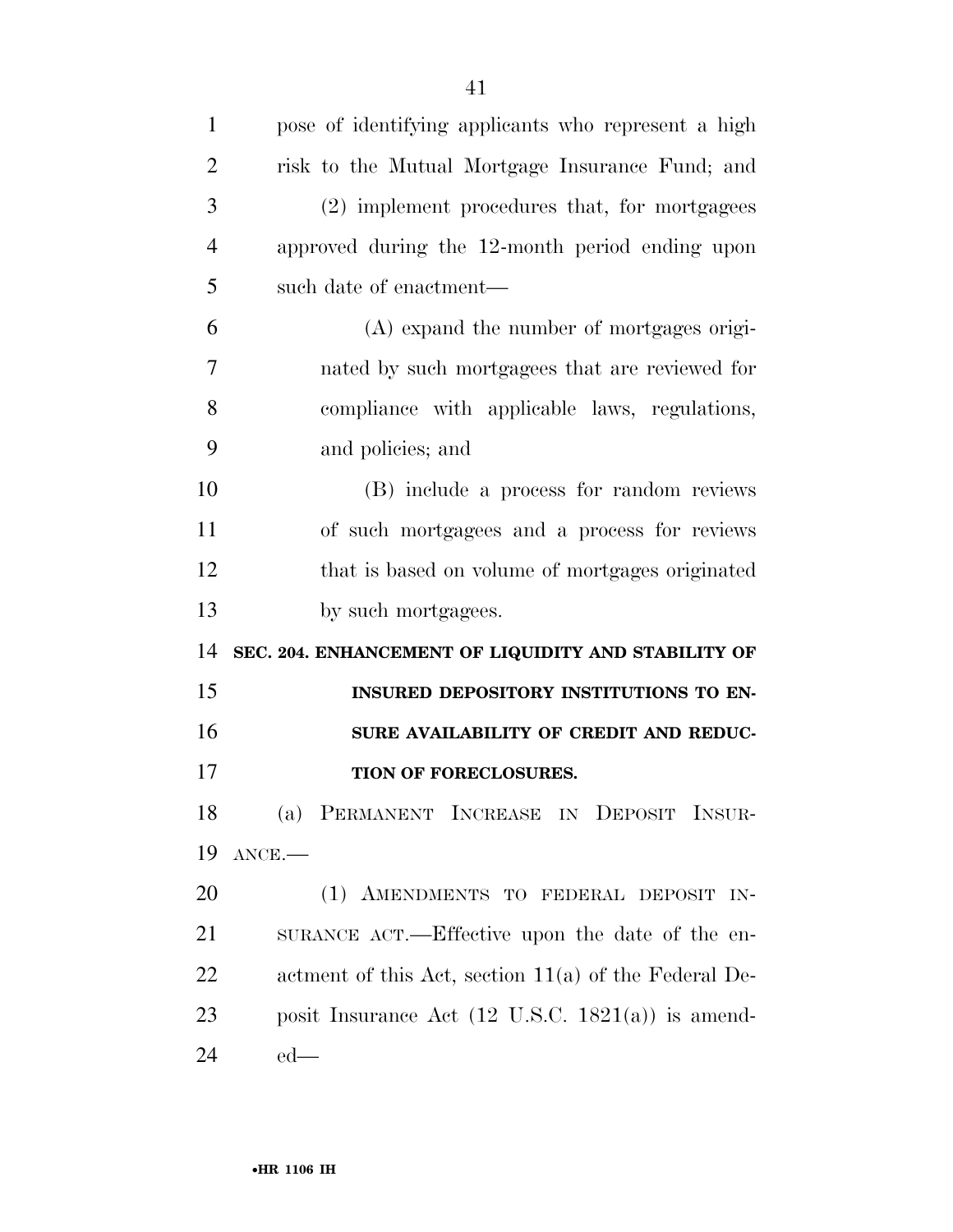pose of identifying applicants who represent a high risk to the Mutual Mortgage Insurance Fund; and

(2) implement procedures that, for mortgagees approved during the 12-month period ending upon such date of enactment—

(A) expand the number of mortgages originated by such mortgagees that are reviewed for compliance with applicable laws, regulations, and policies; and

(B) include a process for random reviews of such mortgagees and a process for reviews that is based on volume of mortgages originated by such mortgagees.

**SEC. 204. ENHANCEMENT OF LIQUIDITY AND STABILITY OF INSURED DEPOSITORY INSTITUTIONS TO ENSURE AVAILABILITY OF CREDIT AND REDUCTION OF FORECLOSURES.**

(a) PERMANENT INCREASE IN DEPOSIT INSURANCE.—

(1) AMENDMENTS TO FEDERAL DEPOSIT INSURANCE ACT.—Effective upon the date of the enactment of this Act, section 11(a) of the Federal Deposit Insurance Act (12 U.S.C. 1821(a)) is amended—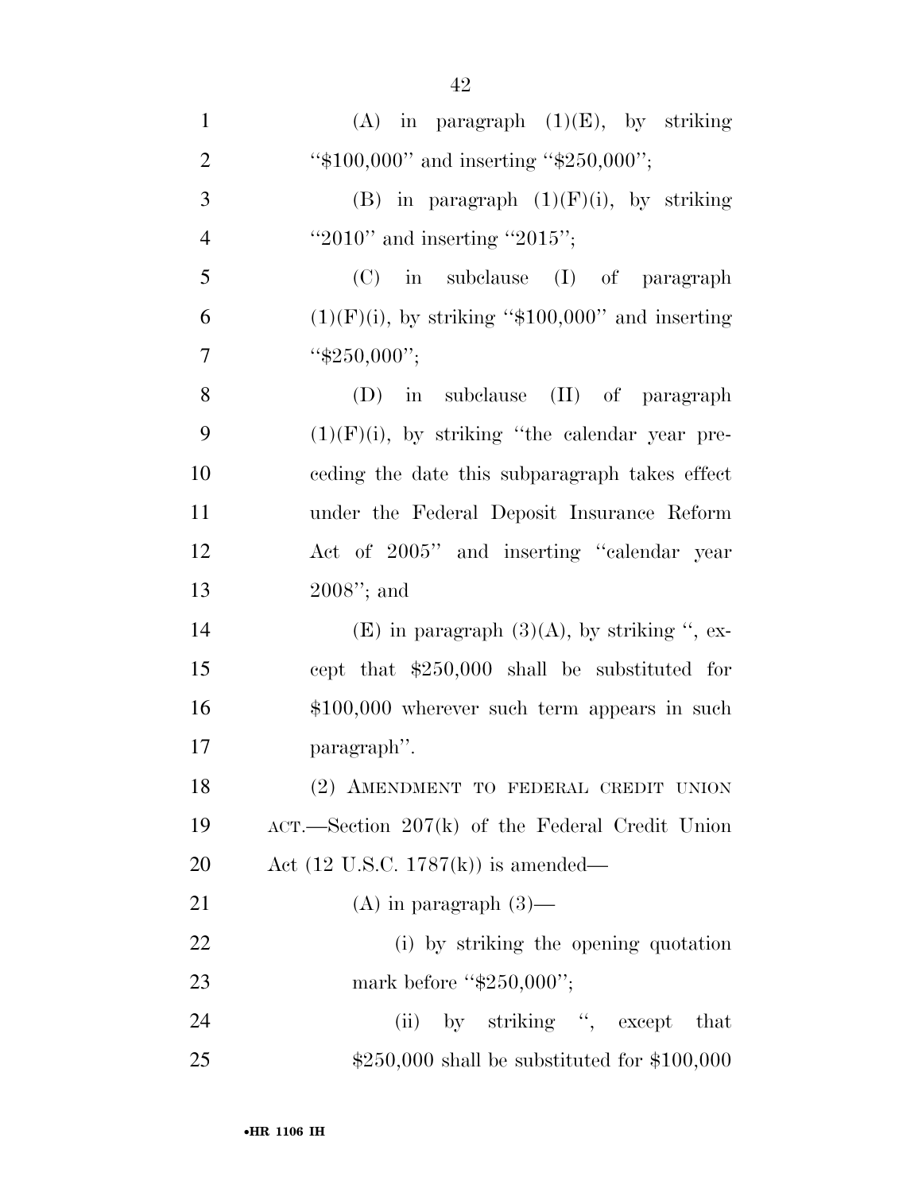(A) in paragraph (1)(E), by striking "$100,000" and inserting "$250,000";

(B) in paragraph (1)(F)(i), by striking "2010" and inserting "2015";

(C) in subclause (I) of paragraph (1)(F)(i), by striking "$100,000" and inserting "$250,000";

(D) in subclause (II) of paragraph (1)(F)(i), by striking "the calendar year preceding the date this subparagraph takes effect under the Federal Deposit Insurance Reform Act of 2005" and inserting "calendar year 2008"; and

(E) in paragraph (3)(A), by striking ", except that $250,000 shall be substituted for $100,000 wherever such term appears in such paragraph".

(2) AMENDMENT TO FEDERAL CREDIT UNION ACT.—Section 207(k) of the Federal Credit Union Act (12 U.S.C. 1787(k)) is amended—

(A) in paragraph (3)—

(i) by striking the opening quotation mark before "$250,000";

(ii) by striking ", except that $250,000 shall be substituted for $100,000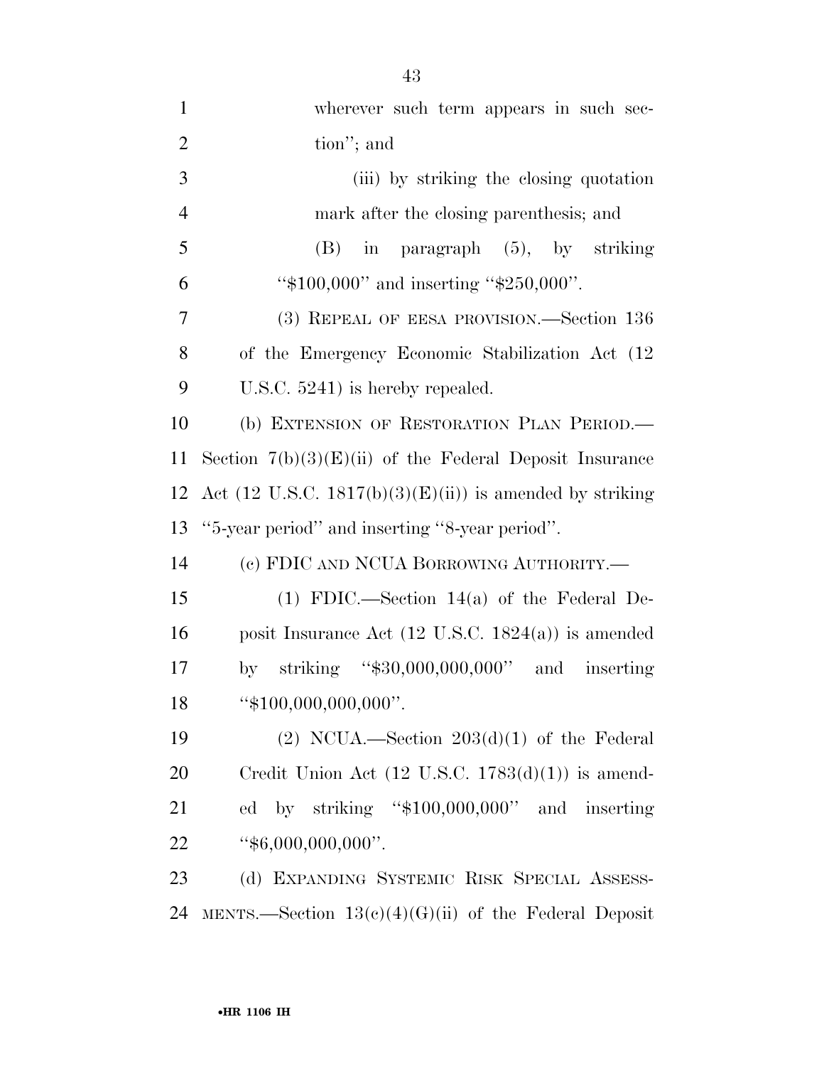wherever such term appears in such section''; and

(iii) by striking the closing quotation mark after the closing parenthesis; and

(B) in paragraph (5), by striking ''$100,000'' and inserting ''$250,000''.

(3) REPEAL OF EESA PROVISION.—Section 136 of the Emergency Economic Stabilization Act (12 U.S.C. 5241) is hereby repealed.

(b) EXTENSION OF RESTORATION PLAN PERIOD.—Section 7(b)(3)(E)(ii) of the Federal Deposit Insurance Act (12 U.S.C. 1817(b)(3)(E)(ii)) is amended by striking ''5-year period'' and inserting ''8-year period''.

(c) FDIC AND NCUA BORROWING AUTHORITY.—

(1) FDIC.—Section 14(a) of the Federal Deposit Insurance Act (12 U.S.C. 1824(a)) is amended by striking ''$30,000,000,000'' and inserting ''$100,000,000,000''.

(2) NCUA.—Section 203(d)(1) of the Federal Credit Union Act (12 U.S.C. 1783(d)(1)) is amended by striking ''$100,000,000'' and inserting ''$6,000,000,000''.

(d) EXPANDING SYSTEMIC RISK SPECIAL ASSESSMENTS.—Section 13(c)(4)(G)(ii) of the Federal Deposit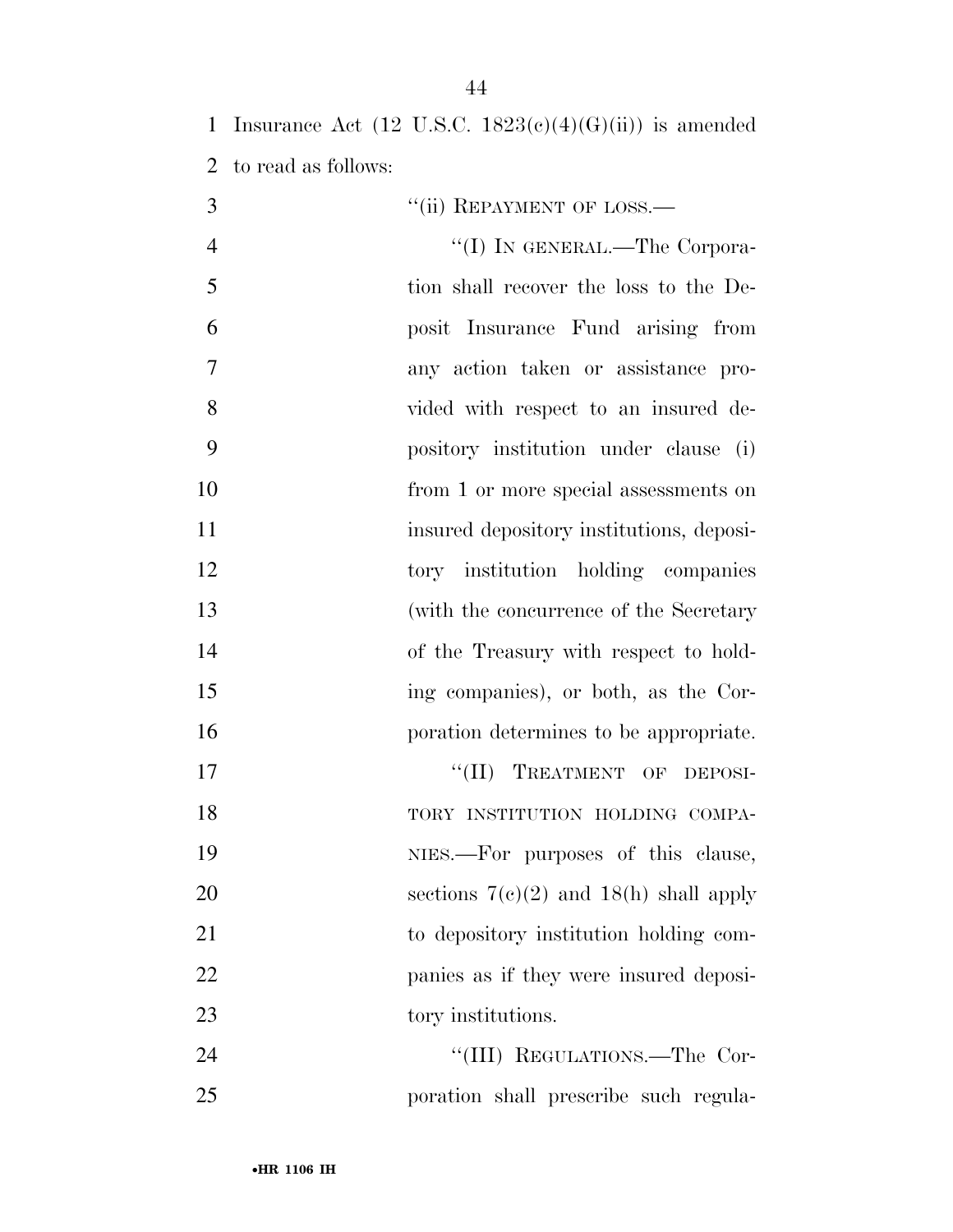Insurance Act (12 U.S.C. 1823(c)(4)(G)(ii)) is amended to read as follows:

"(ii) REPAYMENT OF LOSS.—

"(I) IN GENERAL.—The Corporation shall recover the loss to the Deposit Insurance Fund arising from any action taken or assistance provided with respect to an insured depository institution under clause (i) from 1 or more special assessments on insured depository institutions, depository institution holding companies (with the concurrence of the Secretary of the Treasury with respect to holding companies), or both, as the Corporation determines to be appropriate.

"(II) TREATMENT OF DEPOSITORY INSTITUTION HOLDING COMPANIES.—For purposes of this clause, sections 7(c)(2) and 18(h) shall apply to depository institution holding companies as if they were insured depository institutions.

"(III) REGULATIONS.—The Corporation shall prescribe such regula-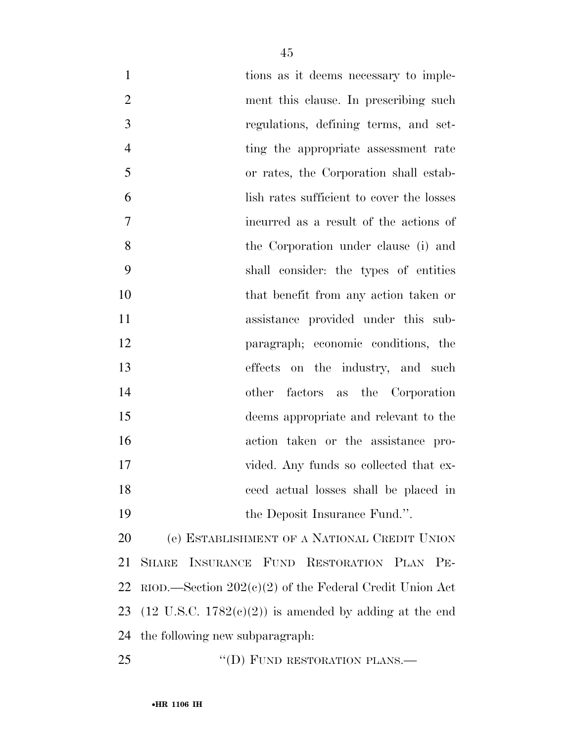tions as it deems necessary to implement this clause. In prescribing such regulations, defining terms, and setting the appropriate assessment rate or rates, the Corporation shall establish rates sufficient to cover the losses incurred as a result of the actions of the Corporation under clause (i) and shall consider: the types of entities that benefit from any action taken or assistance provided under this subparagraph; economic conditions, the effects on the industry, and such other factors as the Corporation deems appropriate and relevant to the action taken or the assistance provided. Any funds so collected that exceed actual losses shall be placed in the Deposit Insurance Fund.''.

(e) ESTABLISHMENT OF A NATIONAL CREDIT UNION SHARE INSURANCE FUND RESTORATION PLAN PERIOD.—Section 202(c)(2) of the Federal Credit Union Act (12 U.S.C. 1782(c)(2)) is amended by adding at the end the following new subparagraph:

''(D) FUND RESTORATION PLANS.—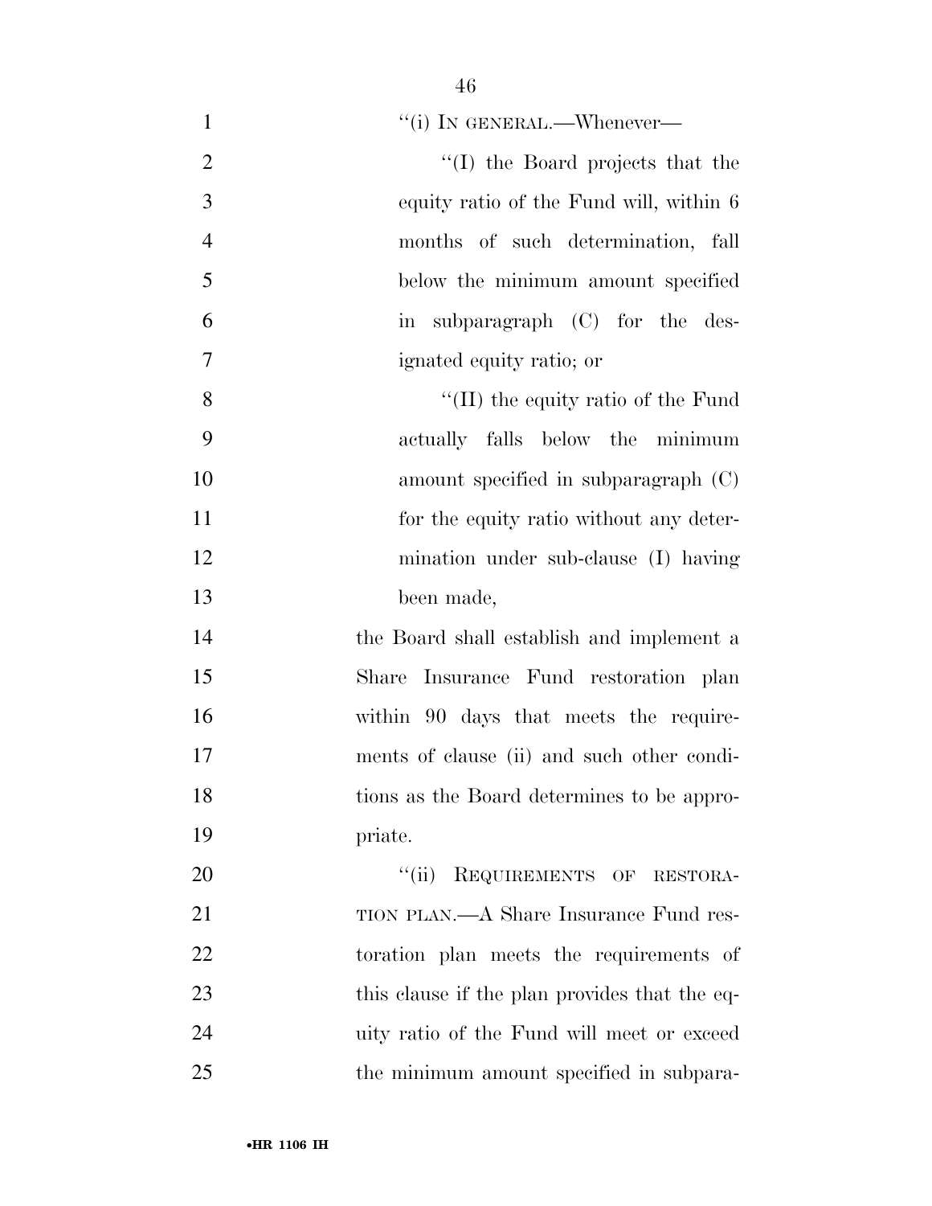''(i) IN GENERAL.—Whenever—

''(I) the Board projects that the equity ratio of the Fund will, within 6 months of such determination, fall below the minimum amount specified in subparagraph (C) for the designated equity ratio; or

''(II) the equity ratio of the Fund actually falls below the minimum amount specified in subparagraph (C) for the equity ratio without any determination under sub-clause (I) having been made,

the Board shall establish and implement a Share Insurance Fund restoration plan within 90 days that meets the requirements of clause (ii) and such other conditions as the Board determines to be appropriate.

''(ii) REQUIREMENTS OF RESTORATION PLAN.—A Share Insurance Fund restoration plan meets the requirements of this clause if the plan provides that the equity ratio of the Fund will meet or exceed the minimum amount specified in subpara-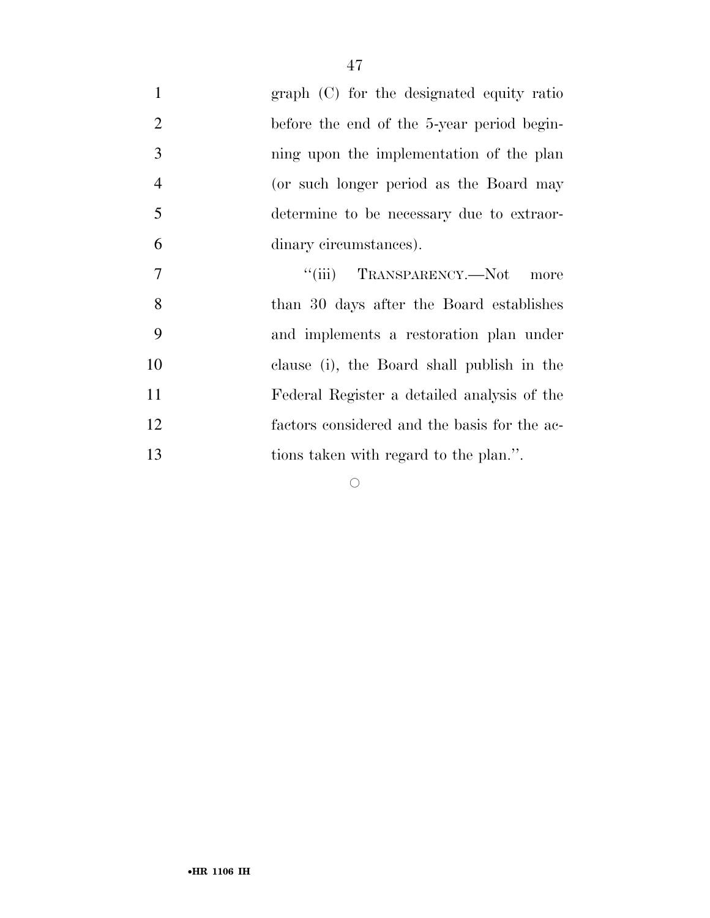graph (C) for the designated equity ratio before the end of the 5-year period beginning upon the implementation of the plan (or such longer period as the Board may determine to be necessary due to extraordinary circumstances).

''(iii) TRANSPARENCY.—Not more than 30 days after the Board establishes and implements a restoration plan under clause (i), the Board shall publish in the Federal Register a detailed analysis of the factors considered and the basis for the actions taken with regard to the plan.''.

○